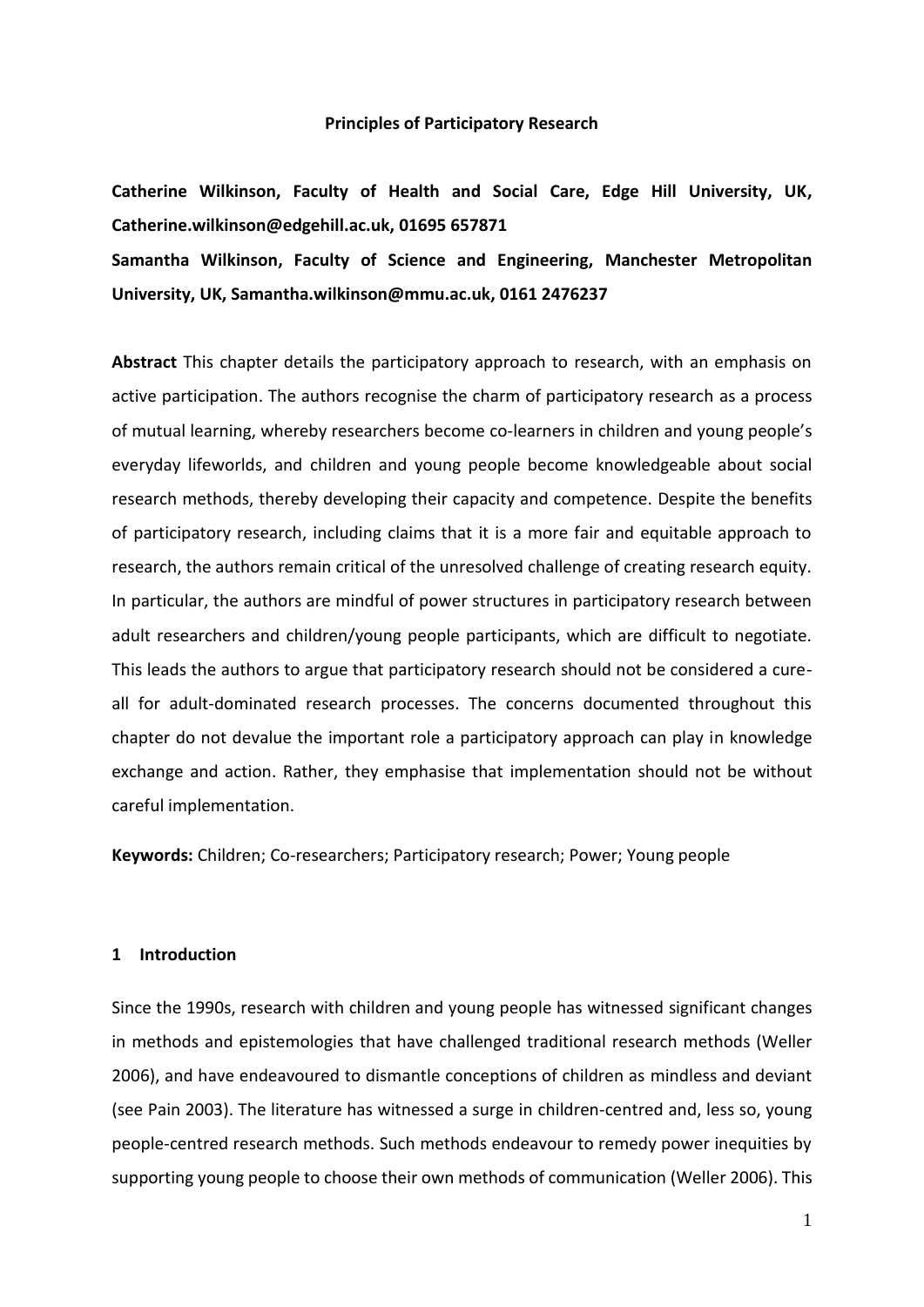# Principles of Participatory Research

**Catherine Wilkinson, Faculty of Health and Social Care, Edge Hill University, UK, Catherine.wilkinson@edgehill.ac.uk, 01695 657871**

**Samantha Wilkinson, Faculty of Science and Engineering, Manchester Metropolitan University, UK, Samantha.wilkinson@mmu.ac.uk, 0161 2476237**

**Abstract** This chapter details the participatory approach to research, with an emphasis on active participation. The authors recognise the charm of participatory research as a process of mutual learning, whereby researchers become co-learners in children and young people's everyday lifeworlds, and children and young people become knowledgeable about social research methods, thereby developing their capacity and competence. Despite the benefits of participatory research, including claims that it is a more fair and equitable approach to research, the authors remain critical of the unresolved challenge of creating research equity. In particular, the authors are mindful of power structures in participatory research between adult researchers and children/young people participants, which are difficult to negotiate. This leads the authors to argue that participatory research should not be considered a cure-all for adult-dominated research processes. The concerns documented throughout this chapter do not devalue the important role a participatory approach can play in knowledge exchange and action. Rather, they emphasise that implementation should not be without careful implementation.

**Keywords:** Children; Co-researchers; Participatory research; Power; Young people

## 1 Introduction

Since the 1990s, research with children and young people has witnessed significant changes in methods and epistemologies that have challenged traditional research methods (Weller 2006), and have endeavoured to dismantle conceptions of children as mindless and deviant (see Pain 2003). The literature has witnessed a surge in children-centred and, less so, young people-centred research methods. Such methods endeavour to remedy power inequities by supporting young people to choose their own methods of communication (Weller 2006). This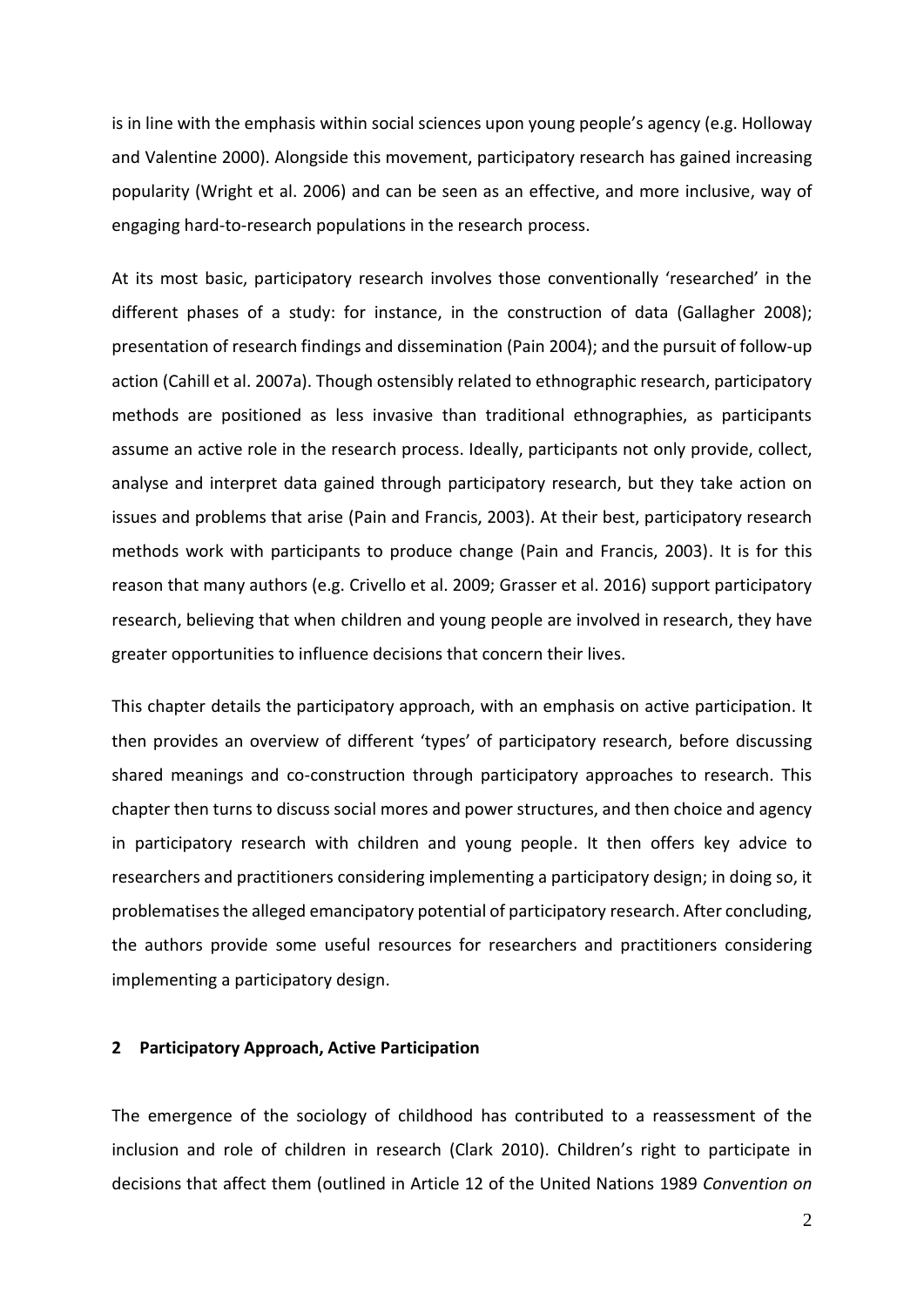is in line with the emphasis within social sciences upon young people's agency (e.g. Holloway and Valentine 2000). Alongside this movement, participatory research has gained increasing popularity (Wright et al. 2006) and can be seen as an effective, and more inclusive, way of engaging hard-to-research populations in the research process.

At its most basic, participatory research involves those conventionally 'researched' in the different phases of a study: for instance, in the construction of data (Gallagher 2008); presentation of research findings and dissemination (Pain 2004); and the pursuit of follow-up action (Cahill et al. 2007a). Though ostensibly related to ethnographic research, participatory methods are positioned as less invasive than traditional ethnographies, as participants assume an active role in the research process. Ideally, participants not only provide, collect, analyse and interpret data gained through participatory research, but they take action on issues and problems that arise (Pain and Francis, 2003). At their best, participatory research methods work with participants to produce change (Pain and Francis, 2003). It is for this reason that many authors (e.g. Crivello et al. 2009; Grasser et al. 2016) support participatory research, believing that when children and young people are involved in research, they have greater opportunities to influence decisions that concern their lives.

This chapter details the participatory approach, with an emphasis on active participation. It then provides an overview of different 'types' of participatory research, before discussing shared meanings and co-construction through participatory approaches to research. This chapter then turns to discuss social mores and power structures, and then choice and agency in participatory research with children and young people. It then offers key advice to researchers and practitioners considering implementing a participatory design; in doing so, it problematises the alleged emancipatory potential of participatory research. After concluding, the authors provide some useful resources for researchers and practitioners considering implementing a participatory design.

## 2 Participatory Approach, Active Participation

The emergence of the sociology of childhood has contributed to a reassessment of the inclusion and role of children in research (Clark 2010). Children's right to participate in decisions that affect them (outlined in Article 12 of the United Nations 1989 *Convention on*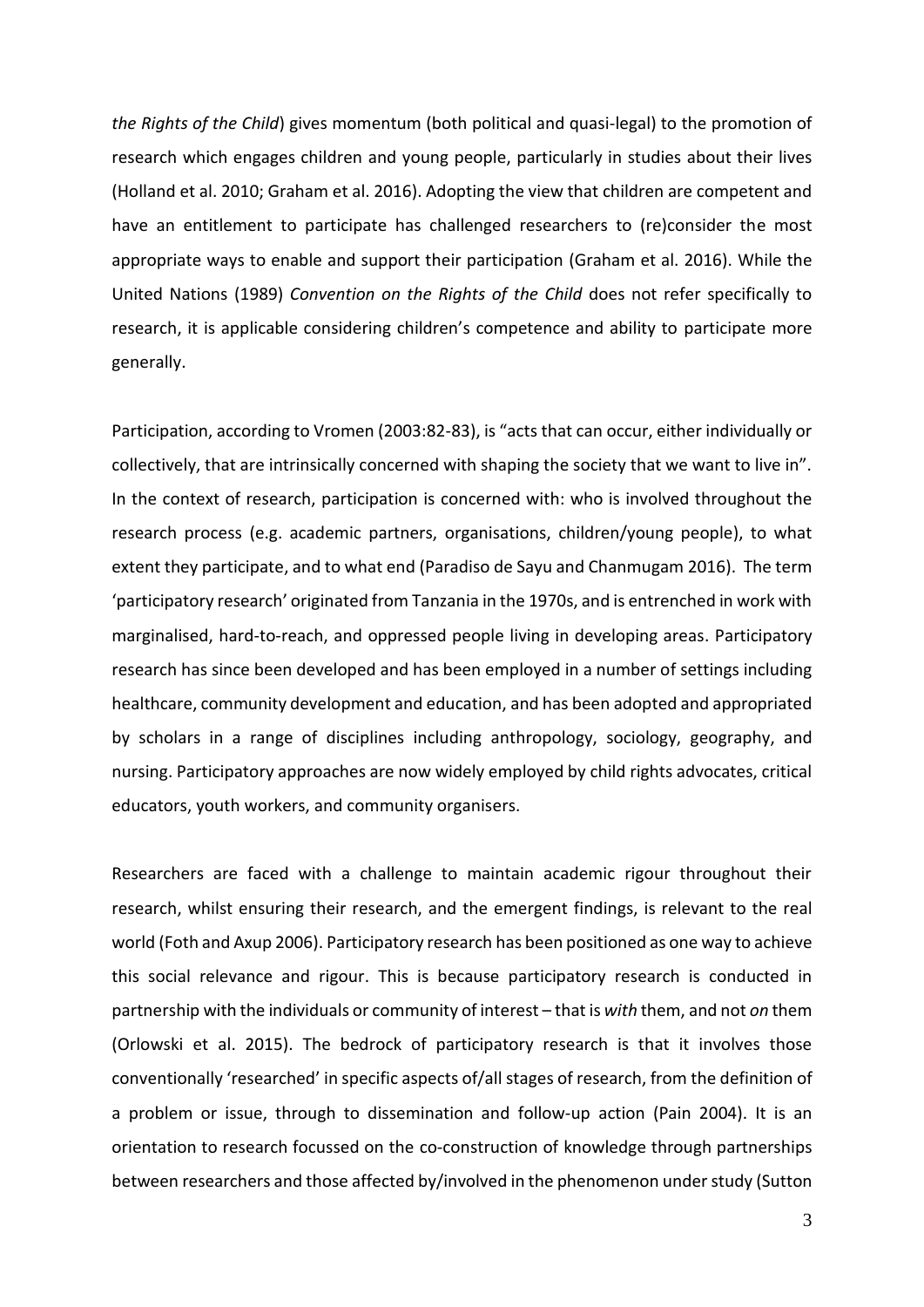*the Rights of the Child*) gives momentum (both political and quasi-legal) to the promotion of research which engages children and young people, particularly in studies about their lives (Holland et al. 2010; Graham et al. 2016). Adopting the view that children are competent and have an entitlement to participate has challenged researchers to (re)consider the most appropriate ways to enable and support their participation (Graham et al. 2016). While the United Nations (1989) *Convention on the Rights of the Child* does not refer specifically to research, it is applicable considering children's competence and ability to participate more generally.

Participation, according to Vromen (2003:82-83), is "acts that can occur, either individually or collectively, that are intrinsically concerned with shaping the society that we want to live in". In the context of research, participation is concerned with: who is involved throughout the research process (e.g. academic partners, organisations, children/young people), to what extent they participate, and to what end (Paradiso de Sayu and Chanmugam 2016). The term 'participatory research' originated from Tanzania in the 1970s, and is entrenched in work with marginalised, hard-to-reach, and oppressed people living in developing areas. Participatory research has since been developed and has been employed in a number of settings including healthcare, community development and education, and has been adopted and appropriated by scholars in a range of disciplines including anthropology, sociology, geography, and nursing. Participatory approaches are now widely employed by child rights advocates, critical educators, youth workers, and community organisers.

Researchers are faced with a challenge to maintain academic rigour throughout their research, whilst ensuring their research, and the emergent findings, is relevant to the real world (Foth and Axup 2006). Participatory research has been positioned as one way to achieve this social relevance and rigour. This is because participatory research is conducted in partnership with the individuals or community of interest – that is *with* them, and not *on* them (Orlowski et al. 2015). The bedrock of participatory research is that it involves those conventionally 'researched' in specific aspects of/all stages of research, from the definition of a problem or issue, through to dissemination and follow-up action (Pain 2004). It is an orientation to research focussed on the co-construction of knowledge through partnerships between researchers and those affected by/involved in the phenomenon under study (Sutton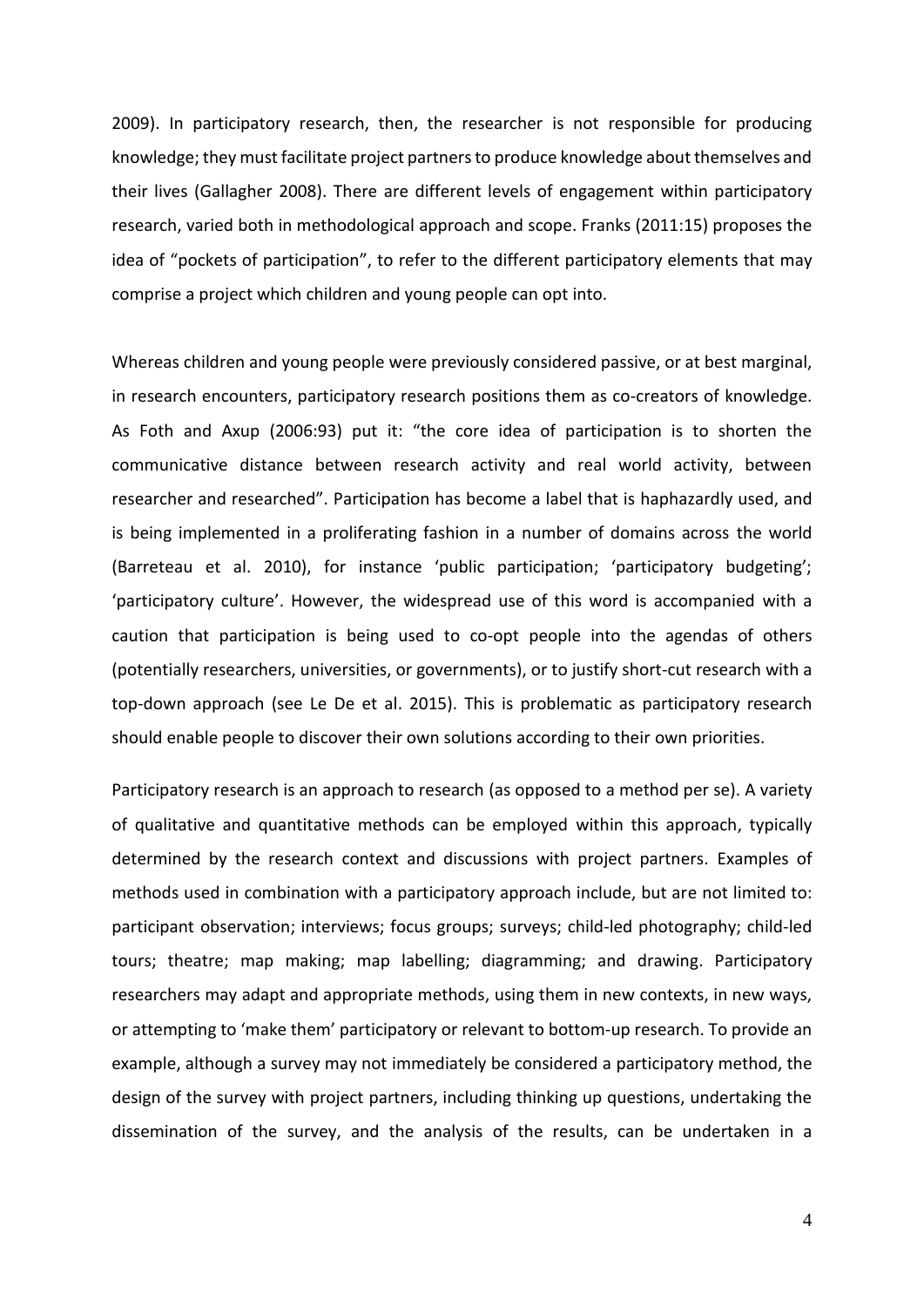2009). In participatory research, then, the researcher is not responsible for producing knowledge; they must facilitate project partners to produce knowledge about themselves and their lives (Gallagher 2008). There are different levels of engagement within participatory research, varied both in methodological approach and scope. Franks (2011:15) proposes the idea of "pockets of participation", to refer to the different participatory elements that may comprise a project which children and young people can opt into.

Whereas children and young people were previously considered passive, or at best marginal, in research encounters, participatory research positions them as co-creators of knowledge. As Foth and Axup (2006:93) put it: "the core idea of participation is to shorten the communicative distance between research activity and real world activity, between researcher and researched". Participation has become a label that is haphazardly used, and is being implemented in a proliferating fashion in a number of domains across the world (Barreteau et al. 2010), for instance 'public participation; 'participatory budgeting'; 'participatory culture'. However, the widespread use of this word is accompanied with a caution that participation is being used to co-opt people into the agendas of others (potentially researchers, universities, or governments), or to justify short-cut research with a top-down approach (see Le De et al. 2015). This is problematic as participatory research should enable people to discover their own solutions according to their own priorities.

Participatory research is an approach to research (as opposed to a method per se). A variety of qualitative and quantitative methods can be employed within this approach, typically determined by the research context and discussions with project partners. Examples of methods used in combination with a participatory approach include, but are not limited to: participant observation; interviews; focus groups; surveys; child-led photography; child-led tours; theatre; map making; map labelling; diagramming; and drawing. Participatory researchers may adapt and appropriate methods, using them in new contexts, in new ways, or attempting to 'make them' participatory or relevant to bottom-up research. To provide an example, although a survey may not immediately be considered a participatory method, the design of the survey with project partners, including thinking up questions, undertaking the dissemination of the survey, and the analysis of the results, can be undertaken in a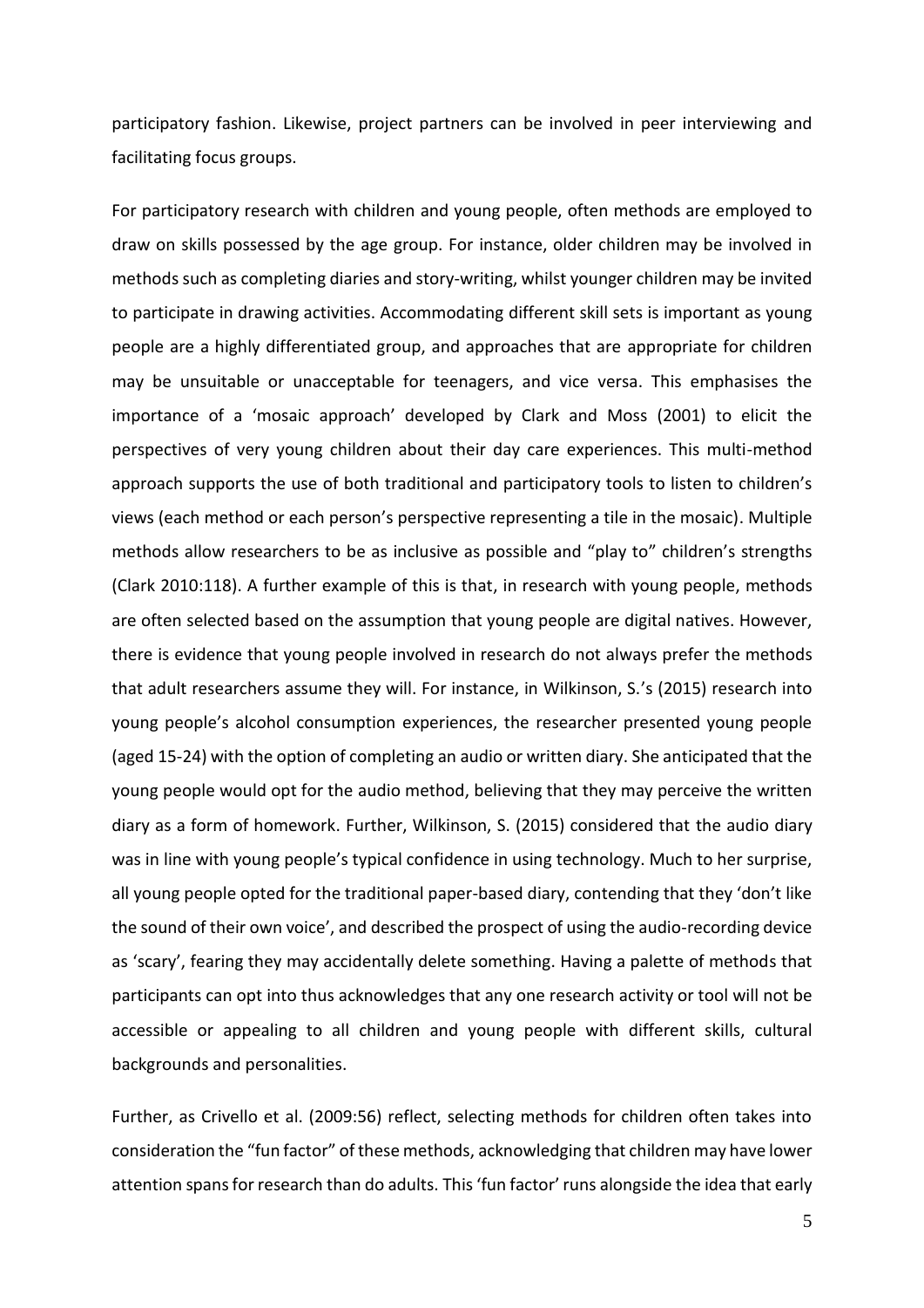participatory fashion. Likewise, project partners can be involved in peer interviewing and facilitating focus groups.

For participatory research with children and young people, often methods are employed to draw on skills possessed by the age group. For instance, older children may be involved in methods such as completing diaries and story-writing, whilst younger children may be invited to participate in drawing activities. Accommodating different skill sets is important as young people are a highly differentiated group, and approaches that are appropriate for children may be unsuitable or unacceptable for teenagers, and vice versa. This emphasises the importance of a 'mosaic approach' developed by Clark and Moss (2001) to elicit the perspectives of very young children about their day care experiences. This multi-method approach supports the use of both traditional and participatory tools to listen to children's views (each method or each person's perspective representing a tile in the mosaic). Multiple methods allow researchers to be as inclusive as possible and "play to" children's strengths (Clark 2010:118). A further example of this is that, in research with young people, methods are often selected based on the assumption that young people are digital natives. However, there is evidence that young people involved in research do not always prefer the methods that adult researchers assume they will. For instance, in Wilkinson, S.'s (2015) research into young people's alcohol consumption experiences, the researcher presented young people (aged 15-24) with the option of completing an audio or written diary. She anticipated that the young people would opt for the audio method, believing that they may perceive the written diary as a form of homework. Further, Wilkinson, S. (2015) considered that the audio diary was in line with young people's typical confidence in using technology. Much to her surprise, all young people opted for the traditional paper-based diary, contending that they 'don't like the sound of their own voice', and described the prospect of using the audio-recording device as 'scary', fearing they may accidentally delete something. Having a palette of methods that participants can opt into thus acknowledges that any one research activity or tool will not be accessible or appealing to all children and young people with different skills, cultural backgrounds and personalities.

Further, as Crivello et al. (2009:56) reflect, selecting methods for children often takes into consideration the "fun factor" of these methods, acknowledging that children may have lower attention spans for research than do adults. This 'fun factor' runs alongside the idea that early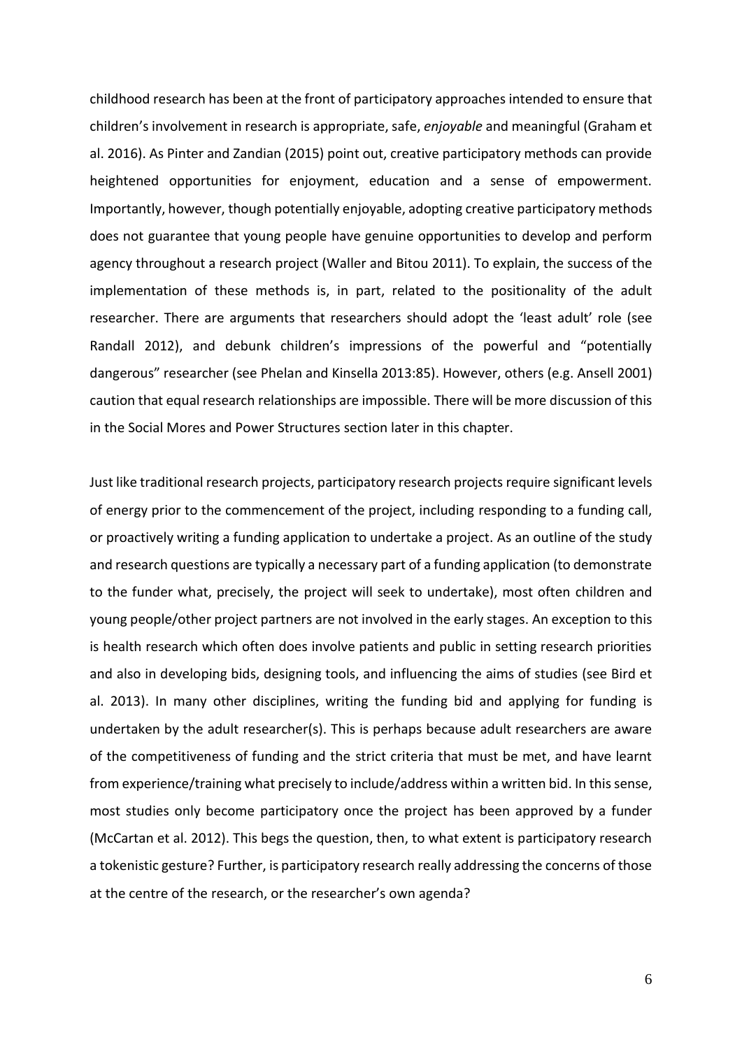childhood research has been at the front of participatory approaches intended to ensure that children's involvement in research is appropriate, safe, *enjoyable* and meaningful (Graham et al. 2016). As Pinter and Zandian (2015) point out, creative participatory methods can provide heightened opportunities for enjoyment, education and a sense of empowerment. Importantly, however, though potentially enjoyable, adopting creative participatory methods does not guarantee that young people have genuine opportunities to develop and perform agency throughout a research project (Waller and Bitou 2011). To explain, the success of the implementation of these methods is, in part, related to the positionality of the adult researcher. There are arguments that researchers should adopt the 'least adult' role (see Randall 2012), and debunk children's impressions of the powerful and "potentially dangerous" researcher (see Phelan and Kinsella 2013:85). However, others (e.g. Ansell 2001) caution that equal research relationships are impossible. There will be more discussion of this in the Social Mores and Power Structures section later in this chapter.

Just like traditional research projects, participatory research projects require significant levels of energy prior to the commencement of the project, including responding to a funding call, or proactively writing a funding application to undertake a project. As an outline of the study and research questions are typically a necessary part of a funding application (to demonstrate to the funder what, precisely, the project will seek to undertake), most often children and young people/other project partners are not involved in the early stages. An exception to this is health research which often does involve patients and public in setting research priorities and also in developing bids, designing tools, and influencing the aims of studies (see Bird et al. 2013). In many other disciplines, writing the funding bid and applying for funding is undertaken by the adult researcher(s). This is perhaps because adult researchers are aware of the competitiveness of funding and the strict criteria that must be met, and have learnt from experience/training what precisely to include/address within a written bid. In this sense, most studies only become participatory once the project has been approved by a funder (McCartan et al. 2012). This begs the question, then, to what extent is participatory research a tokenistic gesture? Further, is participatory research really addressing the concerns of those at the centre of the research, or the researcher's own agenda?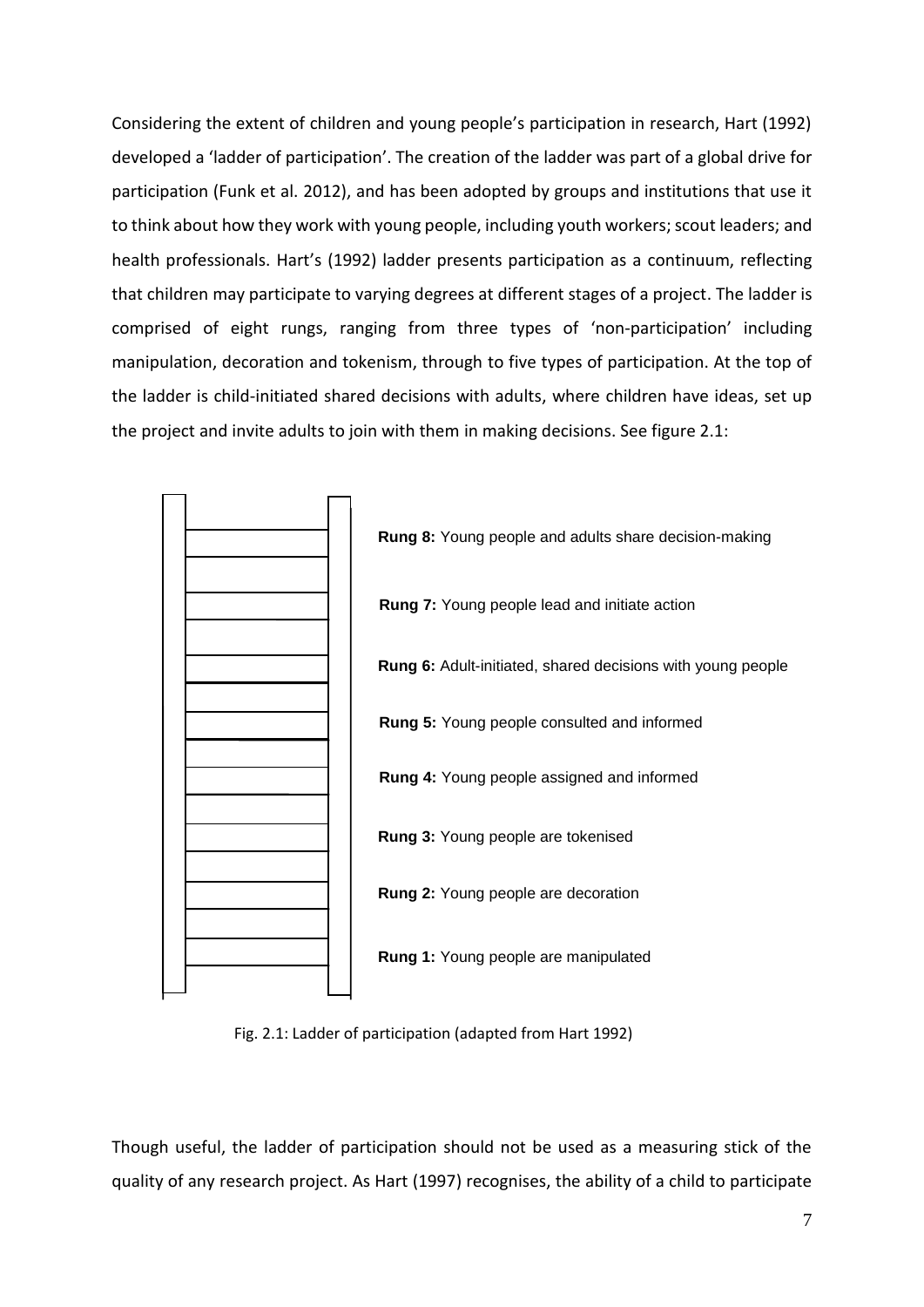Considering the extent of children and young people's participation in research, Hart (1992) developed a 'ladder of participation'. The creation of the ladder was part of a global drive for participation (Funk et al. 2012), and has been adopted by groups and institutions that use it to think about how they work with young people, including youth workers; scout leaders; and health professionals. Hart's (1992) ladder presents participation as a continuum, reflecting that children may participate to varying degrees at different stages of a project. The ladder is comprised of eight rungs, ranging from three types of 'non-participation' including manipulation, decoration and tokenism, through to five types of participation. At the top of the ladder is child-initiated shared decisions with adults, where children have ideas, set up the project and invite adults to join with them in making decisions. See figure 2.1:

**Rung 8:** Young people and adults share decision-making

**Rung 7:** Young people lead and initiate action

**Rung 6:** Adult-initiated, shared decisions with young people

**Rung 5:** Young people consulted and informed

**Rung 4:** Young people assigned and informed

**Rung 3:** Young people are tokenised

**Rung 2:** Young people are decoration

**Rung 1:** Young people are manipulated

Fig. 2.1: Ladder of participation (adapted from Hart 1992)

Though useful, the ladder of participation should not be used as a measuring stick of the quality of any research project. As Hart (1997) recognises, the ability of a child to participate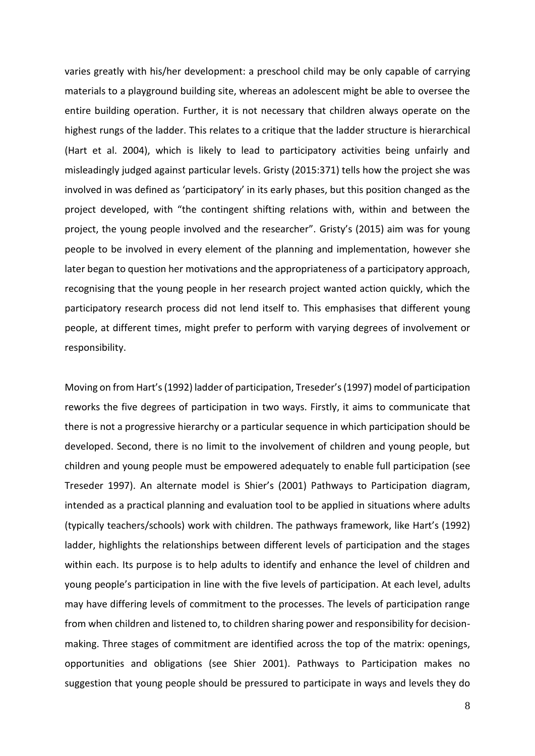varies greatly with his/her development: a preschool child may be only capable of carrying materials to a playground building site, whereas an adolescent might be able to oversee the entire building operation. Further, it is not necessary that children always operate on the highest rungs of the ladder. This relates to a critique that the ladder structure is hierarchical (Hart et al. 2004), which is likely to lead to participatory activities being unfairly and misleadingly judged against particular levels. Gristy (2015:371) tells how the project she was involved in was defined as 'participatory' in its early phases, but this position changed as the project developed, with "the contingent shifting relations with, within and between the project, the young people involved and the researcher". Gristy's (2015) aim was for young people to be involved in every element of the planning and implementation, however she later began to question her motivations and the appropriateness of a participatory approach, recognising that the young people in her research project wanted action quickly, which the participatory research process did not lend itself to. This emphasises that different young people, at different times, might prefer to perform with varying degrees of involvement or responsibility.

Moving on from Hart's (1992) ladder of participation, Treseder's (1997) model of participation reworks the five degrees of participation in two ways. Firstly, it aims to communicate that there is not a progressive hierarchy or a particular sequence in which participation should be developed. Second, there is no limit to the involvement of children and young people, but children and young people must be empowered adequately to enable full participation (see Treseder 1997). An alternate model is Shier's (2001) Pathways to Participation diagram, intended as a practical planning and evaluation tool to be applied in situations where adults (typically teachers/schools) work with children. The pathways framework, like Hart's (1992) ladder, highlights the relationships between different levels of participation and the stages within each. Its purpose is to help adults to identify and enhance the level of children and young people's participation in line with the five levels of participation. At each level, adults may have differing levels of commitment to the processes. The levels of participation range from when children and listened to, to children sharing power and responsibility for decision-making. Three stages of commitment are identified across the top of the matrix: openings, opportunities and obligations (see Shier 2001). Pathways to Participation makes no suggestion that young people should be pressured to participate in ways and levels they do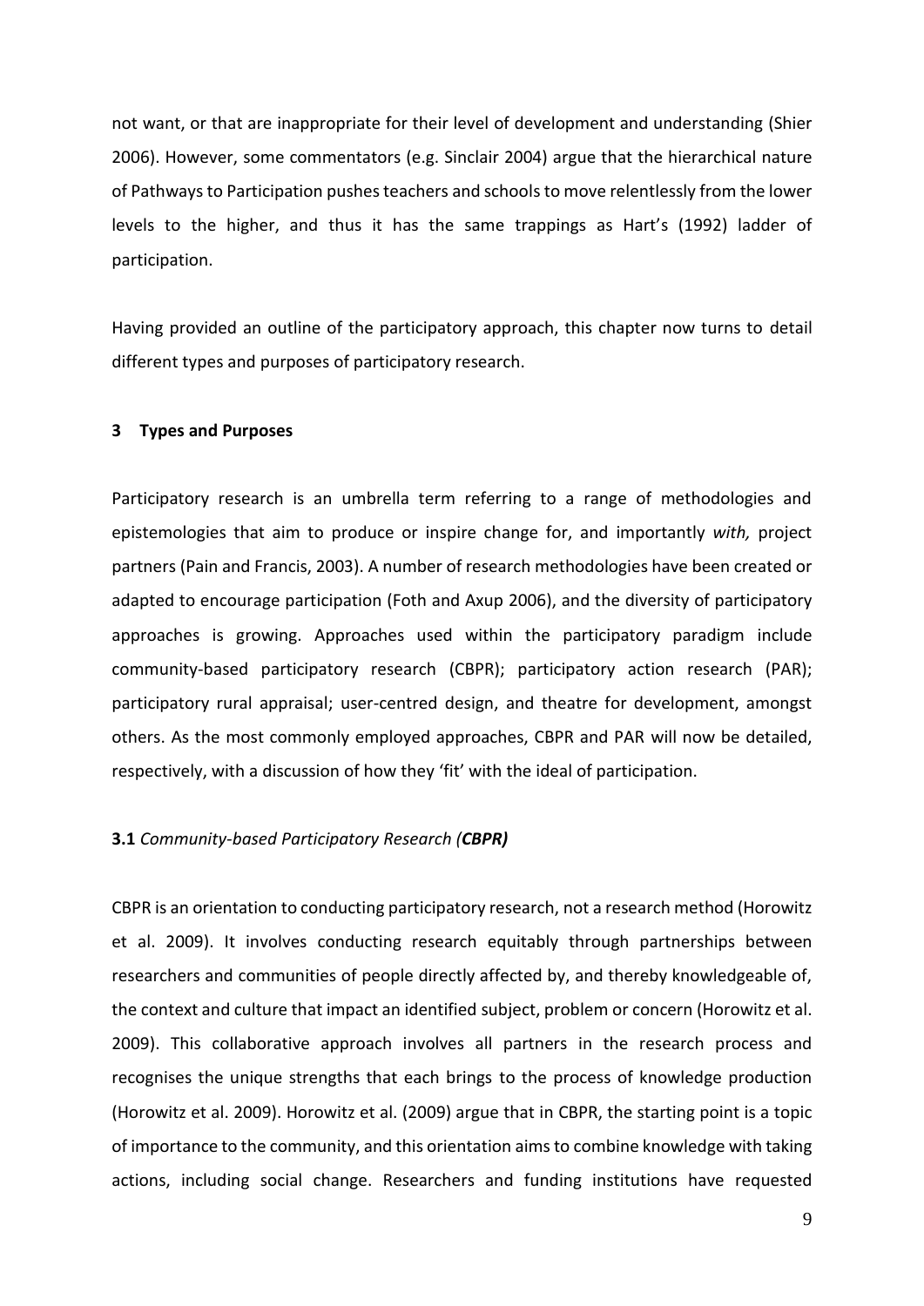not want, or that are inappropriate for their level of development and understanding (Shier 2006). However, some commentators (e.g. Sinclair 2004) argue that the hierarchical nature of Pathways to Participation pushes teachers and schools to move relentlessly from the lower levels to the higher, and thus it has the same trappings as Hart's (1992) ladder of participation.

Having provided an outline of the participatory approach, this chapter now turns to detail different types and purposes of participatory research.

## 3 Types and Purposes

Participatory research is an umbrella term referring to a range of methodologies and epistemologies that aim to produce or inspire change for, and importantly *with,* project partners (Pain and Francis, 2003). A number of research methodologies have been created or adapted to encourage participation (Foth and Axup 2006), and the diversity of participatory approaches is growing. Approaches used within the participatory paradigm include community-based participatory research (CBPR); participatory action research (PAR); participatory rural appraisal; user-centred design, and theatre for development, amongst others. As the most commonly employed approaches, CBPR and PAR will now be detailed, respectively, with a discussion of how they 'fit' with the ideal of participation.

### **3.1** *Community-based Participatory Research (**CBPR**)*

CBPR is an orientation to conducting participatory research, not a research method (Horowitz et al. 2009). It involves conducting research equitably through partnerships between researchers and communities of people directly affected by, and thereby knowledgeable of, the context and culture that impact an identified subject, problem or concern (Horowitz et al. 2009). This collaborative approach involves all partners in the research process and recognises the unique strengths that each brings to the process of knowledge production (Horowitz et al. 2009). Horowitz et al. (2009) argue that in CBPR, the starting point is a topic of importance to the community, and this orientation aims to combine knowledge with taking actions, including social change. Researchers and funding institutions have requested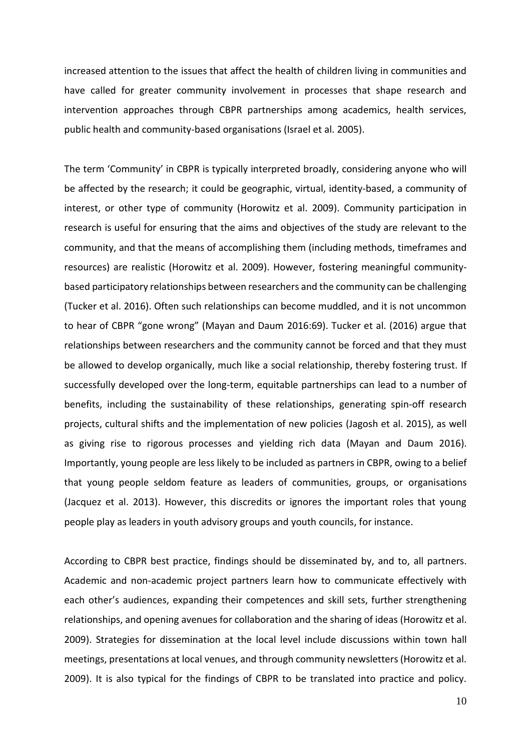increased attention to the issues that affect the health of children living in communities and have called for greater community involvement in processes that shape research and intervention approaches through CBPR partnerships among academics, health services, public health and community-based organisations (Israel et al. 2005).

The term 'Community' in CBPR is typically interpreted broadly, considering anyone who will be affected by the research; it could be geographic, virtual, identity-based, a community of interest, or other type of community (Horowitz et al. 2009). Community participation in research is useful for ensuring that the aims and objectives of the study are relevant to the community, and that the means of accomplishing them (including methods, timeframes and resources) are realistic (Horowitz et al. 2009). However, fostering meaningful community-based participatory relationships between researchers and the community can be challenging (Tucker et al. 2016). Often such relationships can become muddled, and it is not uncommon to hear of CBPR "gone wrong" (Mayan and Daum 2016:69). Tucker et al. (2016) argue that relationships between researchers and the community cannot be forced and that they must be allowed to develop organically, much like a social relationship, thereby fostering trust. If successfully developed over the long-term, equitable partnerships can lead to a number of benefits, including the sustainability of these relationships, generating spin-off research projects, cultural shifts and the implementation of new policies (Jagosh et al. 2015), as well as giving rise to rigorous processes and yielding rich data (Mayan and Daum 2016). Importantly, young people are less likely to be included as partners in CBPR, owing to a belief that young people seldom feature as leaders of communities, groups, or organisations (Jacquez et al. 2013). However, this discredits or ignores the important roles that young people play as leaders in youth advisory groups and youth councils, for instance.

According to CBPR best practice, findings should be disseminated by, and to, all partners. Academic and non-academic project partners learn how to communicate effectively with each other's audiences, expanding their competences and skill sets, further strengthening relationships, and opening avenues for collaboration and the sharing of ideas (Horowitz et al. 2009). Strategies for dissemination at the local level include discussions within town hall meetings, presentations at local venues, and through community newsletters (Horowitz et al. 2009). It is also typical for the findings of CBPR to be translated into practice and policy.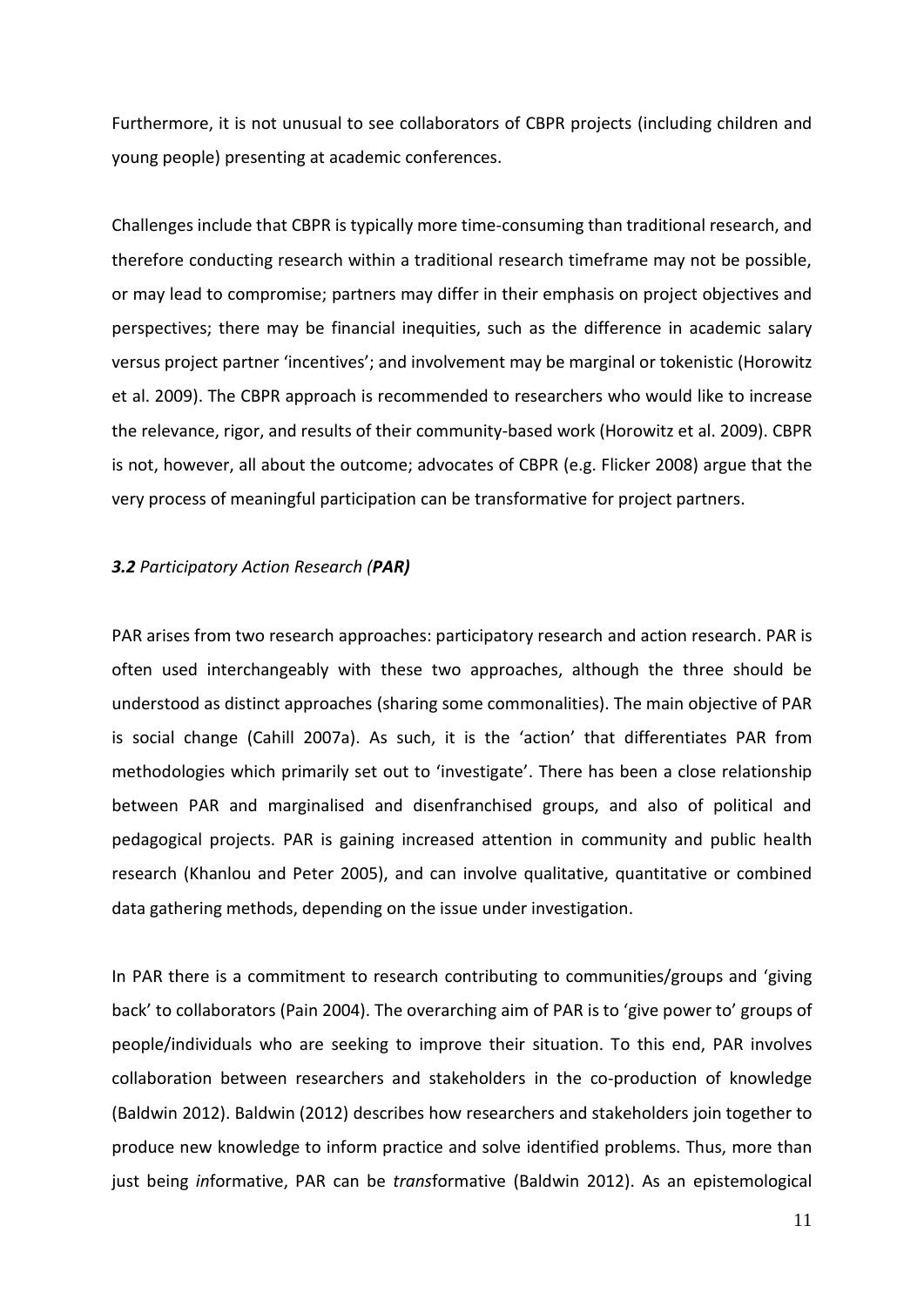Furthermore, it is not unusual to see collaborators of CBPR projects (including children and young people) presenting at academic conferences.

Challenges include that CBPR is typically more time-consuming than traditional research, and therefore conducting research within a traditional research timeframe may not be possible, or may lead to compromise; partners may differ in their emphasis on project objectives and perspectives; there may be financial inequities, such as the difference in academic salary versus project partner 'incentives'; and involvement may be marginal or tokenistic (Horowitz et al. 2009). The CBPR approach is recommended to researchers who would like to increase the relevance, rigor, and results of their community-based work (Horowitz et al. 2009). CBPR is not, however, all about the outcome; advocates of CBPR (e.g. Flicker 2008) argue that the very process of meaningful participation can be transformative for project partners.

### ***3.2*** *Participatory Action Research (**PAR**)*

PAR arises from two research approaches: participatory research and action research. PAR is often used interchangeably with these two approaches, although the three should be understood as distinct approaches (sharing some commonalities). The main objective of PAR is social change (Cahill 2007a). As such, it is the 'action' that differentiates PAR from methodologies which primarily set out to 'investigate'. There has been a close relationship between PAR and marginalised and disenfranchised groups, and also of political and pedagogical projects. PAR is gaining increased attention in community and public health research (Khanlou and Peter 2005), and can involve qualitative, quantitative or combined data gathering methods, depending on the issue under investigation.

In PAR there is a commitment to research contributing to communities/groups and 'giving back' to collaborators (Pain 2004). The overarching aim of PAR is to 'give power to' groups of people/individuals who are seeking to improve their situation. To this end, PAR involves collaboration between researchers and stakeholders in the co-production of knowledge (Baldwin 2012). Baldwin (2012) describes how researchers and stakeholders join together to produce new knowledge to inform practice and solve identified problems. Thus, more than just being *in*formative, PAR can be *trans*formative (Baldwin 2012). As an epistemological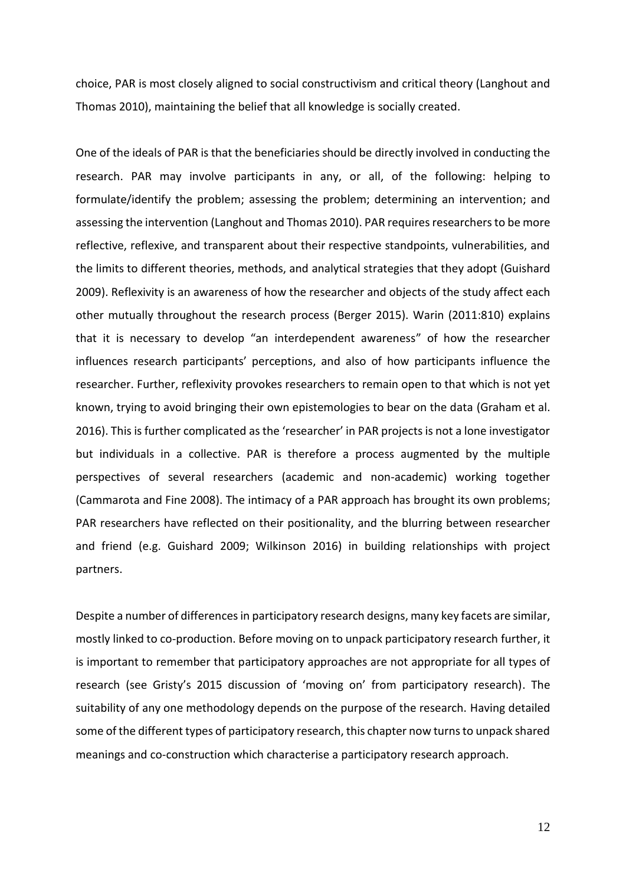choice, PAR is most closely aligned to social constructivism and critical theory (Langhout and Thomas 2010), maintaining the belief that all knowledge is socially created.

One of the ideals of PAR is that the beneficiaries should be directly involved in conducting the research. PAR may involve participants in any, or all, of the following: helping to formulate/identify the problem; assessing the problem; determining an intervention; and assessing the intervention (Langhout and Thomas 2010). PAR requires researchers to be more reflective, reflexive, and transparent about their respective standpoints, vulnerabilities, and the limits to different theories, methods, and analytical strategies that they adopt (Guishard 2009). Reflexivity is an awareness of how the researcher and objects of the study affect each other mutually throughout the research process (Berger 2015). Warin (2011:810) explains that it is necessary to develop "an interdependent awareness" of how the researcher influences research participants' perceptions, and also of how participants influence the researcher. Further, reflexivity provokes researchers to remain open to that which is not yet known, trying to avoid bringing their own epistemologies to bear on the data (Graham et al. 2016). This is further complicated as the 'researcher' in PAR projects is not a lone investigator but individuals in a collective. PAR is therefore a process augmented by the multiple perspectives of several researchers (academic and non-academic) working together (Cammarota and Fine 2008). The intimacy of a PAR approach has brought its own problems; PAR researchers have reflected on their positionality, and the blurring between researcher and friend (e.g. Guishard 2009; Wilkinson 2016) in building relationships with project partners.

Despite a number of differences in participatory research designs, many key facets are similar, mostly linked to co-production. Before moving on to unpack participatory research further, it is important to remember that participatory approaches are not appropriate for all types of research (see Gristy's 2015 discussion of 'moving on' from participatory research). The suitability of any one methodology depends on the purpose of the research. Having detailed some of the different types of participatory research, this chapter now turns to unpack shared meanings and co-construction which characterise a participatory research approach.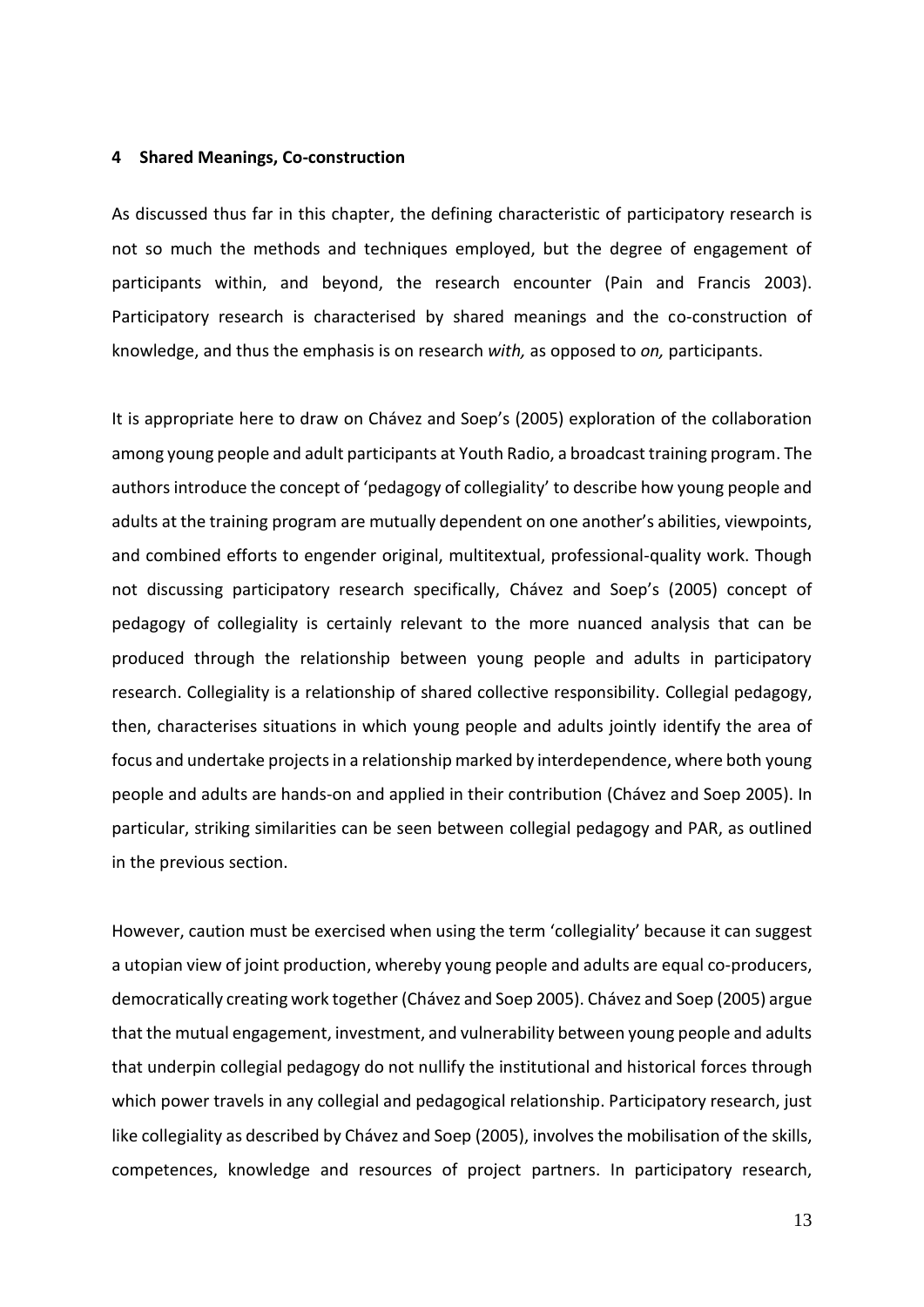## 4 Shared Meanings, Co-construction

As discussed thus far in this chapter, the defining characteristic of participatory research is not so much the methods and techniques employed, but the degree of engagement of participants within, and beyond, the research encounter (Pain and Francis 2003). Participatory research is characterised by shared meanings and the co-construction of knowledge, and thus the emphasis is on research *with,* as opposed to *on,* participants.

It is appropriate here to draw on Chávez and Soep's (2005) exploration of the collaboration among young people and adult participants at Youth Radio, a broadcast training program. The authors introduce the concept of 'pedagogy of collegiality' to describe how young people and adults at the training program are mutually dependent on one another's abilities, viewpoints, and combined efforts to engender original, multitextual, professional-quality work. Though not discussing participatory research specifically, Chávez and Soep's (2005) concept of pedagogy of collegiality is certainly relevant to the more nuanced analysis that can be produced through the relationship between young people and adults in participatory research. Collegiality is a relationship of shared collective responsibility. Collegial pedagogy, then, characterises situations in which young people and adults jointly identify the area of focus and undertake projects in a relationship marked by interdependence, where both young people and adults are hands-on and applied in their contribution (Chávez and Soep 2005). In particular, striking similarities can be seen between collegial pedagogy and PAR, as outlined in the previous section.

However, caution must be exercised when using the term 'collegiality' because it can suggest a utopian view of joint production, whereby young people and adults are equal co-producers, democratically creating work together (Chávez and Soep 2005). Chávez and Soep (2005) argue that the mutual engagement, investment, and vulnerability between young people and adults that underpin collegial pedagogy do not nullify the institutional and historical forces through which power travels in any collegial and pedagogical relationship. Participatory research, just like collegiality as described by Chávez and Soep (2005), involves the mobilisation of the skills, competences, knowledge and resources of project partners. In participatory research,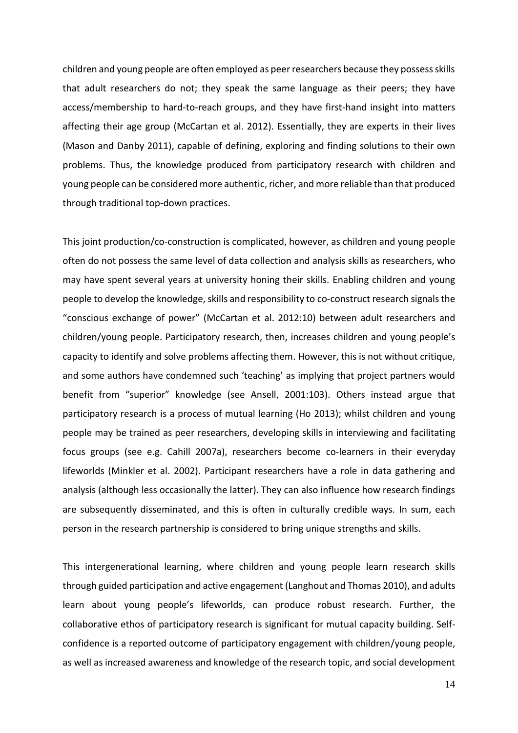children and young people are often employed as peer researchers because they possess skills that adult researchers do not; they speak the same language as their peers; they have access/membership to hard-to-reach groups, and they have first-hand insight into matters affecting their age group (McCartan et al. 2012). Essentially, they are experts in their lives (Mason and Danby 2011), capable of defining, exploring and finding solutions to their own problems. Thus, the knowledge produced from participatory research with children and young people can be considered more authentic, richer, and more reliable than that produced through traditional top-down practices.

This joint production/co-construction is complicated, however, as children and young people often do not possess the same level of data collection and analysis skills as researchers, who may have spent several years at university honing their skills. Enabling children and young people to develop the knowledge, skills and responsibility to co-construct research signals the "conscious exchange of power" (McCartan et al. 2012:10) between adult researchers and children/young people. Participatory research, then, increases children and young people's capacity to identify and solve problems affecting them. However, this is not without critique, and some authors have condemned such 'teaching' as implying that project partners would benefit from "superior" knowledge (see Ansell, 2001:103). Others instead argue that participatory research is a process of mutual learning (Ho 2013); whilst children and young people may be trained as peer researchers, developing skills in interviewing and facilitating focus groups (see e.g. Cahill 2007a), researchers become co-learners in their everyday lifeworlds (Minkler et al. 2002). Participant researchers have a role in data gathering and analysis (although less occasionally the latter). They can also influence how research findings are subsequently disseminated, and this is often in culturally credible ways. In sum, each person in the research partnership is considered to bring unique strengths and skills.

This intergenerational learning, where children and young people learn research skills through guided participation and active engagement (Langhout and Thomas 2010), and adults learn about young people's lifeworlds, can produce robust research. Further, the collaborative ethos of participatory research is significant for mutual capacity building. Self-confidence is a reported outcome of participatory engagement with children/young people, as well as increased awareness and knowledge of the research topic, and social development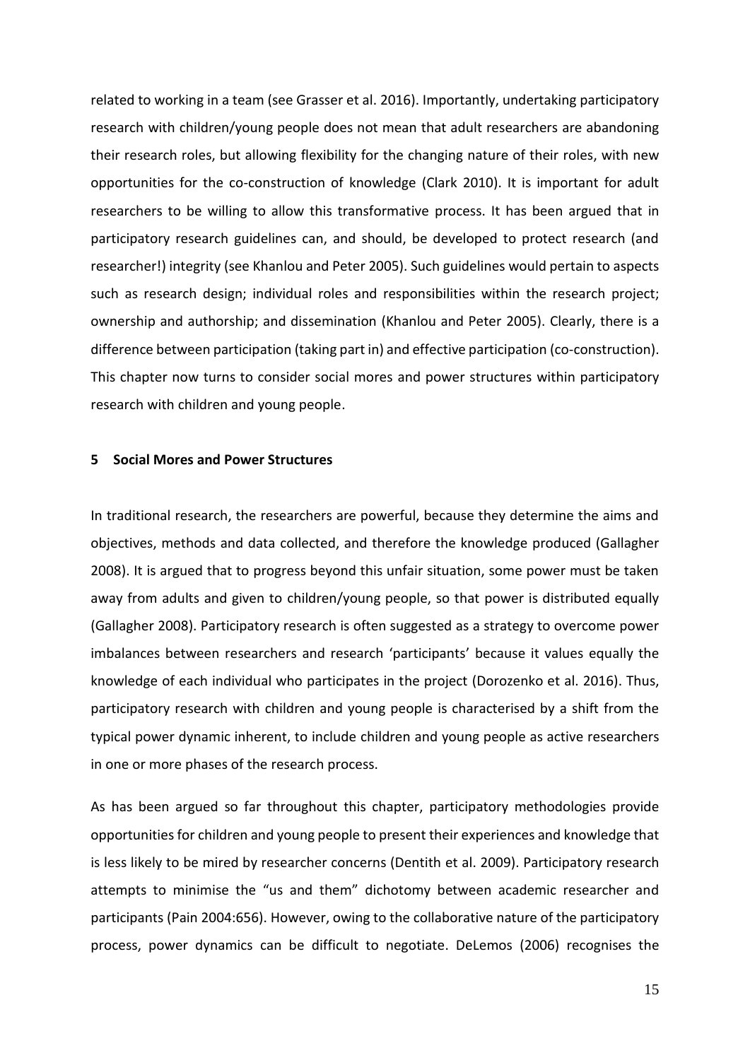related to working in a team (see Grasser et al. 2016). Importantly, undertaking participatory research with children/young people does not mean that adult researchers are abandoning their research roles, but allowing flexibility for the changing nature of their roles, with new opportunities for the co-construction of knowledge (Clark 2010). It is important for adult researchers to be willing to allow this transformative process. It has been argued that in participatory research guidelines can, and should, be developed to protect research (and researcher!) integrity (see Khanlou and Peter 2005). Such guidelines would pertain to aspects such as research design; individual roles and responsibilities within the research project; ownership and authorship; and dissemination (Khanlou and Peter 2005). Clearly, there is a difference between participation (taking part in) and effective participation (co-construction). This chapter now turns to consider social mores and power structures within participatory research with children and young people.

## 5 Social Mores and Power Structures

In traditional research, the researchers are powerful, because they determine the aims and objectives, methods and data collected, and therefore the knowledge produced (Gallagher 2008). It is argued that to progress beyond this unfair situation, some power must be taken away from adults and given to children/young people, so that power is distributed equally (Gallagher 2008). Participatory research is often suggested as a strategy to overcome power imbalances between researchers and research 'participants' because it values equally the knowledge of each individual who participates in the project (Dorozenko et al. 2016). Thus, participatory research with children and young people is characterised by a shift from the typical power dynamic inherent, to include children and young people as active researchers in one or more phases of the research process.

As has been argued so far throughout this chapter, participatory methodologies provide opportunities for children and young people to present their experiences and knowledge that is less likely to be mired by researcher concerns (Dentith et al. 2009). Participatory research attempts to minimise the "us and them" dichotomy between academic researcher and participants (Pain 2004:656). However, owing to the collaborative nature of the participatory process, power dynamics can be difficult to negotiate. DeLemos (2006) recognises the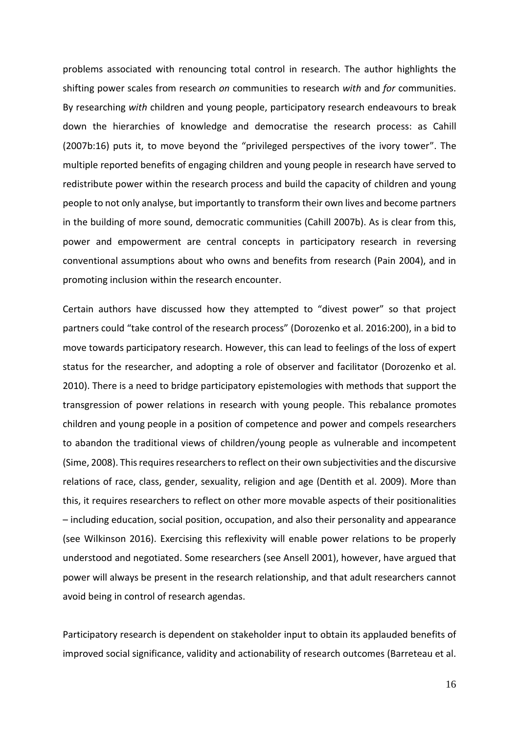problems associated with renouncing total control in research. The author highlights the shifting power scales from research *on* communities to research *with* and *for* communities. By researching *with* children and young people, participatory research endeavours to break down the hierarchies of knowledge and democratise the research process: as Cahill (2007b:16) puts it, to move beyond the "privileged perspectives of the ivory tower". The multiple reported benefits of engaging children and young people in research have served to redistribute power within the research process and build the capacity of children and young people to not only analyse, but importantly to transform their own lives and become partners in the building of more sound, democratic communities (Cahill 2007b). As is clear from this, power and empowerment are central concepts in participatory research in reversing conventional assumptions about who owns and benefits from research (Pain 2004), and in promoting inclusion within the research encounter.

Certain authors have discussed how they attempted to "divest power" so that project partners could "take control of the research process" (Dorozenko et al. 2016:200), in a bid to move towards participatory research. However, this can lead to feelings of the loss of expert status for the researcher, and adopting a role of observer and facilitator (Dorozenko et al. 2010). There is a need to bridge participatory epistemologies with methods that support the transgression of power relations in research with young people. This rebalance promotes children and young people in a position of competence and power and compels researchers to abandon the traditional views of children/young people as vulnerable and incompetent (Sime, 2008). This requires researchers to reflect on their own subjectivities and the discursive relations of race, class, gender, sexuality, religion and age (Dentith et al. 2009). More than this, it requires researchers to reflect on other more movable aspects of their positionalities – including education, social position, occupation, and also their personality and appearance (see Wilkinson 2016). Exercising this reflexivity will enable power relations to be properly understood and negotiated. Some researchers (see Ansell 2001), however, have argued that power will always be present in the research relationship, and that adult researchers cannot avoid being in control of research agendas.

Participatory research is dependent on stakeholder input to obtain its applauded benefits of improved social significance, validity and actionability of research outcomes (Barreteau et al.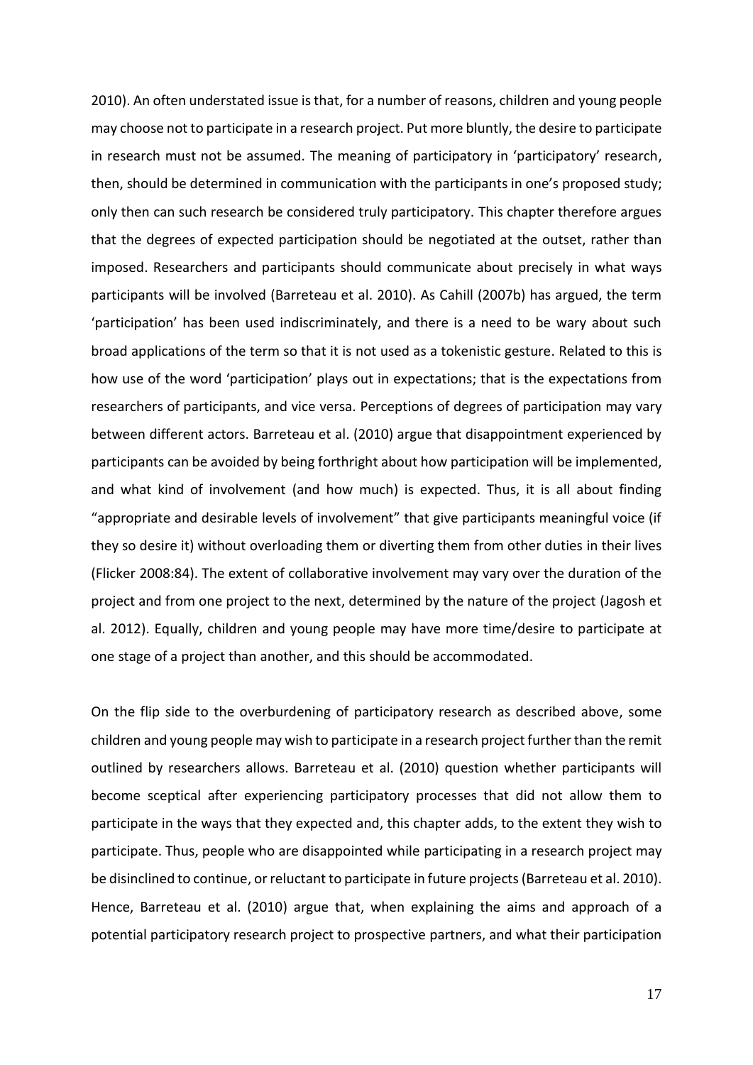2010). An often understated issue is that, for a number of reasons, children and young people may choose not to participate in a research project. Put more bluntly, the desire to participate in research must not be assumed. The meaning of participatory in 'participatory' research, then, should be determined in communication with the participants in one's proposed study; only then can such research be considered truly participatory. This chapter therefore argues that the degrees of expected participation should be negotiated at the outset, rather than imposed. Researchers and participants should communicate about precisely in what ways participants will be involved (Barreteau et al. 2010). As Cahill (2007b) has argued, the term 'participation' has been used indiscriminately, and there is a need to be wary about such broad applications of the term so that it is not used as a tokenistic gesture. Related to this is how use of the word 'participation' plays out in expectations; that is the expectations from researchers of participants, and vice versa. Perceptions of degrees of participation may vary between different actors. Barreteau et al. (2010) argue that disappointment experienced by participants can be avoided by being forthright about how participation will be implemented, and what kind of involvement (and how much) is expected. Thus, it is all about finding "appropriate and desirable levels of involvement" that give participants meaningful voice (if they so desire it) without overloading them or diverting them from other duties in their lives (Flicker 2008:84). The extent of collaborative involvement may vary over the duration of the project and from one project to the next, determined by the nature of the project (Jagosh et al. 2012). Equally, children and young people may have more time/desire to participate at one stage of a project than another, and this should be accommodated.

On the flip side to the overburdening of participatory research as described above, some children and young people may wish to participate in a research project further than the remit outlined by researchers allows. Barreteau et al. (2010) question whether participants will become sceptical after experiencing participatory processes that did not allow them to participate in the ways that they expected and, this chapter adds, to the extent they wish to participate. Thus, people who are disappointed while participating in a research project may be disinclined to continue, or reluctant to participate in future projects (Barreteau et al. 2010). Hence, Barreteau et al. (2010) argue that, when explaining the aims and approach of a potential participatory research project to prospective partners, and what their participation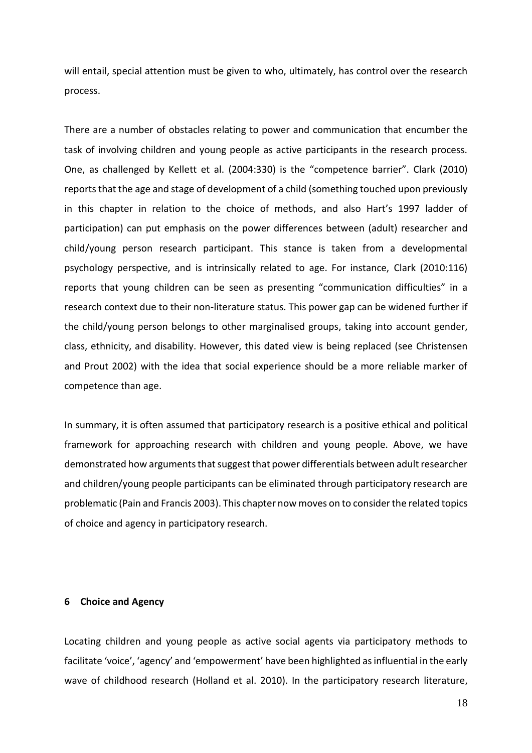will entail, special attention must be given to who, ultimately, has control over the research process.

There are a number of obstacles relating to power and communication that encumber the task of involving children and young people as active participants in the research process. One, as challenged by Kellett et al. (2004:330) is the "competence barrier". Clark (2010) reports that the age and stage of development of a child (something touched upon previously in this chapter in relation to the choice of methods, and also Hart's 1997 ladder of participation) can put emphasis on the power differences between (adult) researcher and child/young person research participant. This stance is taken from a developmental psychology perspective, and is intrinsically related to age. For instance, Clark (2010:116) reports that young children can be seen as presenting "communication difficulties" in a research context due to their non-literature status. This power gap can be widened further if the child/young person belongs to other marginalised groups, taking into account gender, class, ethnicity, and disability. However, this dated view is being replaced (see Christensen and Prout 2002) with the idea that social experience should be a more reliable marker of competence than age.

In summary, it is often assumed that participatory research is a positive ethical and political framework for approaching research with children and young people. Above, we have demonstrated how arguments that suggest that power differentials between adult researcher and children/young people participants can be eliminated through participatory research are problematic (Pain and Francis 2003). This chapter now moves on to consider the related topics of choice and agency in participatory research.

## 6 Choice and Agency

Locating children and young people as active social agents via participatory methods to facilitate 'voice', 'agency' and 'empowerment' have been highlighted as influential in the early wave of childhood research (Holland et al. 2010). In the participatory research literature,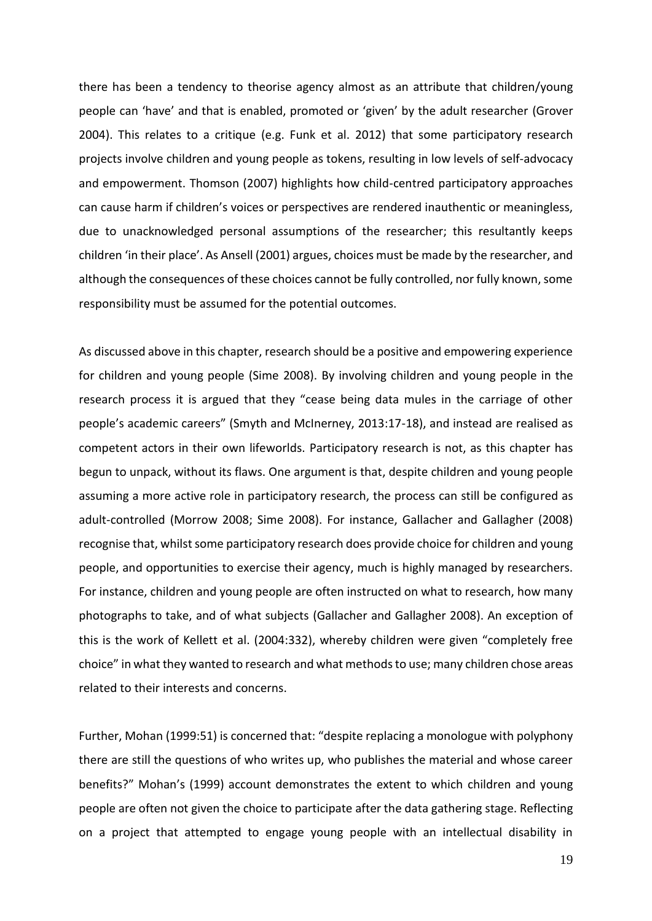there has been a tendency to theorise agency almost as an attribute that children/young people can 'have' and that is enabled, promoted or 'given' by the adult researcher (Grover 2004). This relates to a critique (e.g. Funk et al. 2012) that some participatory research projects involve children and young people as tokens, resulting in low levels of self-advocacy and empowerment. Thomson (2007) highlights how child-centred participatory approaches can cause harm if children's voices or perspectives are rendered inauthentic or meaningless, due to unacknowledged personal assumptions of the researcher; this resultantly keeps children 'in their place'. As Ansell (2001) argues, choices must be made by the researcher, and although the consequences of these choices cannot be fully controlled, nor fully known, some responsibility must be assumed for the potential outcomes.

As discussed above in this chapter, research should be a positive and empowering experience for children and young people (Sime 2008). By involving children and young people in the research process it is argued that they "cease being data mules in the carriage of other people's academic careers" (Smyth and McInerney, 2013:17-18), and instead are realised as competent actors in their own lifeworlds. Participatory research is not, as this chapter has begun to unpack, without its flaws. One argument is that, despite children and young people assuming a more active role in participatory research, the process can still be configured as adult-controlled (Morrow 2008; Sime 2008). For instance, Gallacher and Gallagher (2008) recognise that, whilst some participatory research does provide choice for children and young people, and opportunities to exercise their agency, much is highly managed by researchers. For instance, children and young people are often instructed on what to research, how many photographs to take, and of what subjects (Gallacher and Gallagher 2008). An exception of this is the work of Kellett et al. (2004:332), whereby children were given "completely free choice" in what they wanted to research and what methods to use; many children chose areas related to their interests and concerns.

Further, Mohan (1999:51) is concerned that: "despite replacing a monologue with polyphony there are still the questions of who writes up, who publishes the material and whose career benefits?" Mohan's (1999) account demonstrates the extent to which children and young people are often not given the choice to participate after the data gathering stage. Reflecting on a project that attempted to engage young people with an intellectual disability in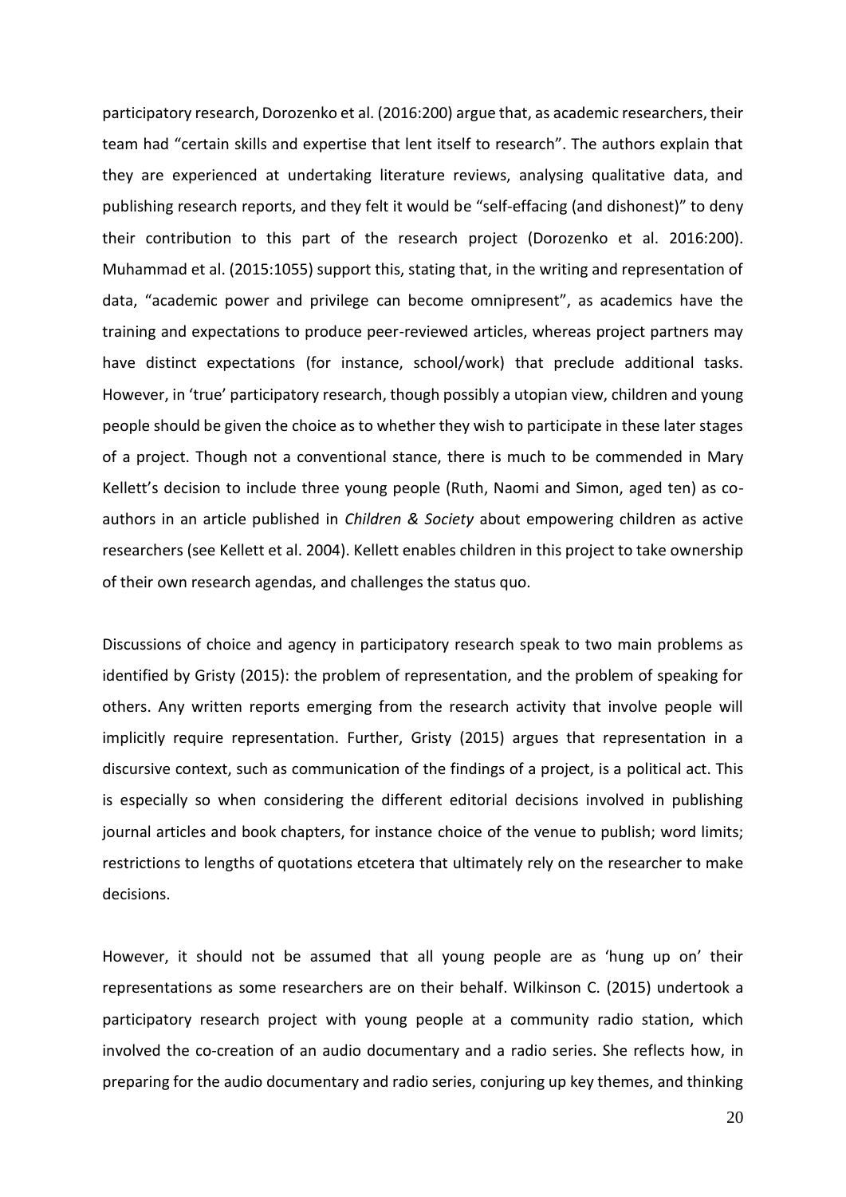participatory research, Dorozenko et al. (2016:200) argue that, as academic researchers, their team had "certain skills and expertise that lent itself to research". The authors explain that they are experienced at undertaking literature reviews, analysing qualitative data, and publishing research reports, and they felt it would be "self-effacing (and dishonest)" to deny their contribution to this part of the research project (Dorozenko et al. 2016:200). Muhammad et al. (2015:1055) support this, stating that, in the writing and representation of data, "academic power and privilege can become omnipresent", as academics have the training and expectations to produce peer-reviewed articles, whereas project partners may have distinct expectations (for instance, school/work) that preclude additional tasks. However, in 'true' participatory research, though possibly a utopian view, children and young people should be given the choice as to whether they wish to participate in these later stages of a project. Though not a conventional stance, there is much to be commended in Mary Kellett's decision to include three young people (Ruth, Naomi and Simon, aged ten) as co-authors in an article published in *Children & Society* about empowering children as active researchers (see Kellett et al. 2004). Kellett enables children in this project to take ownership of their own research agendas, and challenges the status quo.

Discussions of choice and agency in participatory research speak to two main problems as identified by Gristy (2015): the problem of representation, and the problem of speaking for others. Any written reports emerging from the research activity that involve people will implicitly require representation. Further, Gristy (2015) argues that representation in a discursive context, such as communication of the findings of a project, is a political act. This is especially so when considering the different editorial decisions involved in publishing journal articles and book chapters, for instance choice of the venue to publish; word limits; restrictions to lengths of quotations etcetera that ultimately rely on the researcher to make decisions.

However, it should not be assumed that all young people are as 'hung up on' their representations as some researchers are on their behalf. Wilkinson C. (2015) undertook a participatory research project with young people at a community radio station, which involved the co-creation of an audio documentary and a radio series. She reflects how, in preparing for the audio documentary and radio series, conjuring up key themes, and thinking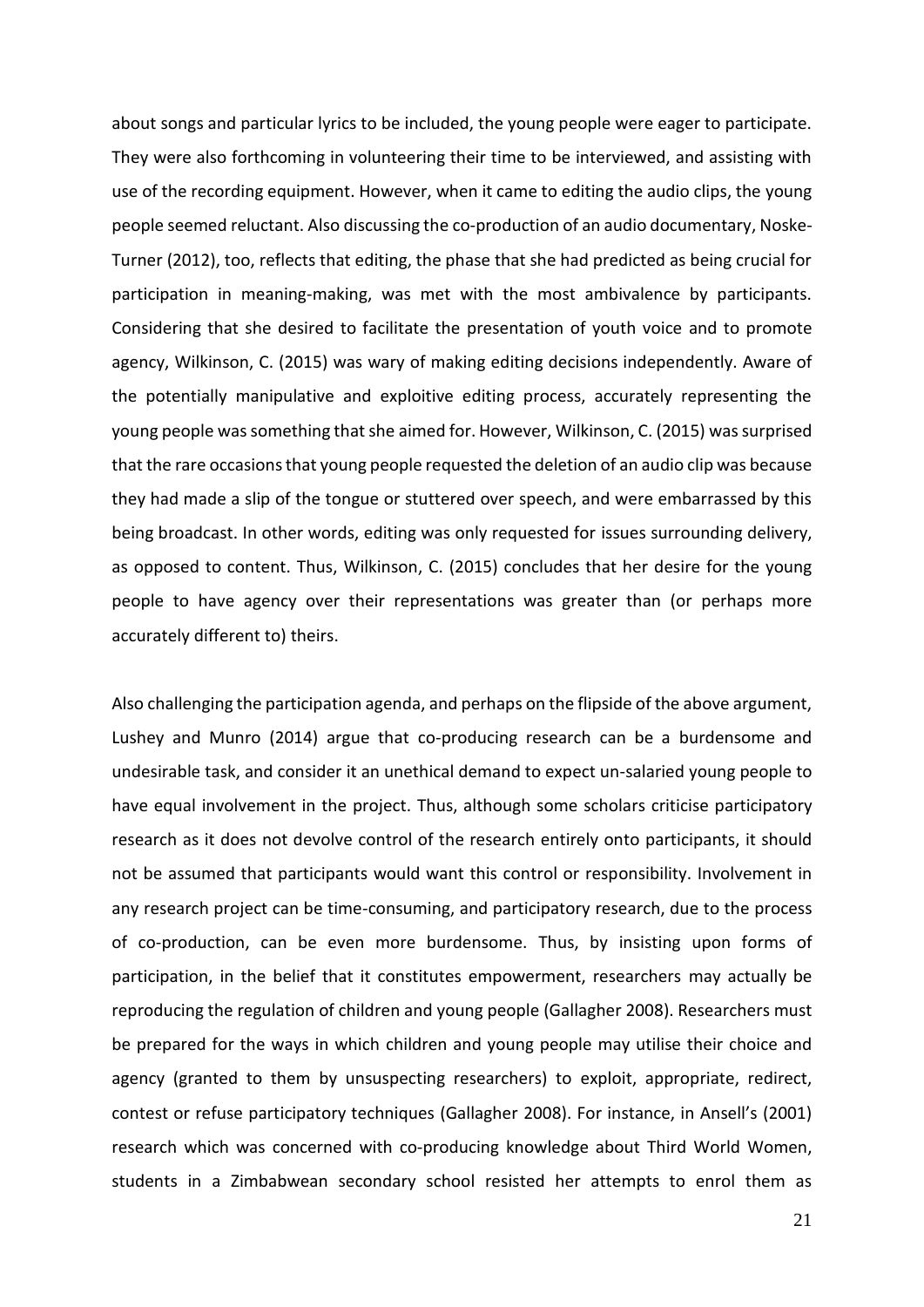about songs and particular lyrics to be included, the young people were eager to participate. They were also forthcoming in volunteering their time to be interviewed, and assisting with use of the recording equipment. However, when it came to editing the audio clips, the young people seemed reluctant. Also discussing the co-production of an audio documentary, Noske-Turner (2012), too, reflects that editing, the phase that she had predicted as being crucial for participation in meaning-making, was met with the most ambivalence by participants. Considering that she desired to facilitate the presentation of youth voice and to promote agency, Wilkinson, C. (2015) was wary of making editing decisions independently. Aware of the potentially manipulative and exploitive editing process, accurately representing the young people was something that she aimed for. However, Wilkinson, C. (2015) was surprised that the rare occasions that young people requested the deletion of an audio clip was because they had made a slip of the tongue or stuttered over speech, and were embarrassed by this being broadcast. In other words, editing was only requested for issues surrounding delivery, as opposed to content. Thus, Wilkinson, C. (2015) concludes that her desire for the young people to have agency over their representations was greater than (or perhaps more accurately different to) theirs.

Also challenging the participation agenda, and perhaps on the flipside of the above argument, Lushey and Munro (2014) argue that co-producing research can be a burdensome and undesirable task, and consider it an unethical demand to expect un-salaried young people to have equal involvement in the project. Thus, although some scholars criticise participatory research as it does not devolve control of the research entirely onto participants, it should not be assumed that participants would want this control or responsibility. Involvement in any research project can be time-consuming, and participatory research, due to the process of co-production, can be even more burdensome. Thus, by insisting upon forms of participation, in the belief that it constitutes empowerment, researchers may actually be reproducing the regulation of children and young people (Gallagher 2008). Researchers must be prepared for the ways in which children and young people may utilise their choice and agency (granted to them by unsuspecting researchers) to exploit, appropriate, redirect, contest or refuse participatory techniques (Gallagher 2008). For instance, in Ansell's (2001) research which was concerned with co-producing knowledge about Third World Women, students in a Zimbabwean secondary school resisted her attempts to enrol them as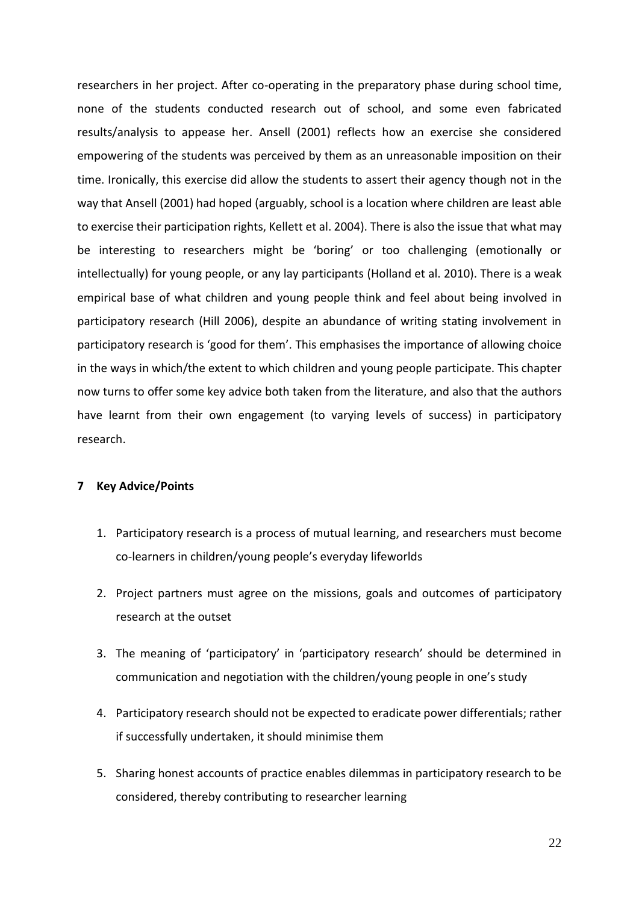researchers in her project. After co-operating in the preparatory phase during school time, none of the students conducted research out of school, and some even fabricated results/analysis to appease her. Ansell (2001) reflects how an exercise she considered empowering of the students was perceived by them as an unreasonable imposition on their time. Ironically, this exercise did allow the students to assert their agency though not in the way that Ansell (2001) had hoped (arguably, school is a location where children are least able to exercise their participation rights, Kellett et al. 2004). There is also the issue that what may be interesting to researchers might be 'boring' or too challenging (emotionally or intellectually) for young people, or any lay participants (Holland et al. 2010). There is a weak empirical base of what children and young people think and feel about being involved in participatory research (Hill 2006), despite an abundance of writing stating involvement in participatory research is 'good for them'. This emphasises the importance of allowing choice in the ways in which/the extent to which children and young people participate. This chapter now turns to offer some key advice both taken from the literature, and also that the authors have learnt from their own engagement (to varying levels of success) in participatory research.

## 7 Key Advice/Points

1. Participatory research is a process of mutual learning, and researchers must become co-learners in children/young people's everyday lifeworlds
2. Project partners must agree on the missions, goals and outcomes of participatory research at the outset
3. The meaning of 'participatory' in 'participatory research' should be determined in communication and negotiation with the children/young people in one's study
4. Participatory research should not be expected to eradicate power differentials; rather if successfully undertaken, it should minimise them
5. Sharing honest accounts of practice enables dilemmas in participatory research to be considered, thereby contributing to researcher learning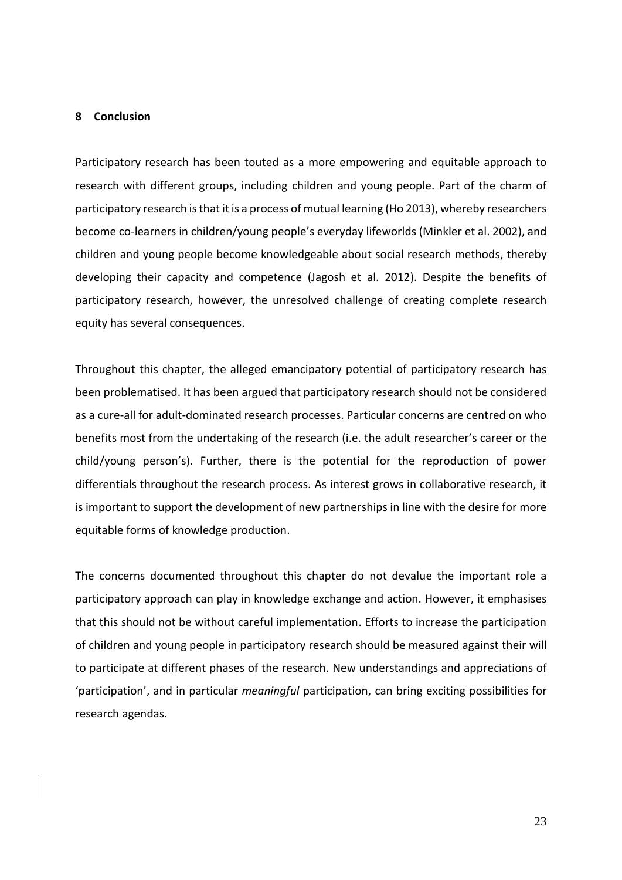## 8 Conclusion

Participatory research has been touted as a more empowering and equitable approach to research with different groups, including children and young people. Part of the charm of participatory research is that it is a process of mutual learning (Ho 2013), whereby researchers become co-learners in children/young people's everyday lifeworlds (Minkler et al. 2002), and children and young people become knowledgeable about social research methods, thereby developing their capacity and competence (Jagosh et al. 2012). Despite the benefits of participatory research, however, the unresolved challenge of creating complete research equity has several consequences.

Throughout this chapter, the alleged emancipatory potential of participatory research has been problematised. It has been argued that participatory research should not be considered as a cure-all for adult-dominated research processes. Particular concerns are centred on who benefits most from the undertaking of the research (i.e. the adult researcher's career or the child/young person's). Further, there is the potential for the reproduction of power differentials throughout the research process. As interest grows in collaborative research, it is important to support the development of new partnerships in line with the desire for more equitable forms of knowledge production.

The concerns documented throughout this chapter do not devalue the important role a participatory approach can play in knowledge exchange and action. However, it emphasises that this should not be without careful implementation. Efforts to increase the participation of children and young people in participatory research should be measured against their will to participate at different phases of the research. New understandings and appreciations of 'participation', and in particular *meaningful* participation, can bring exciting possibilities for research agendas.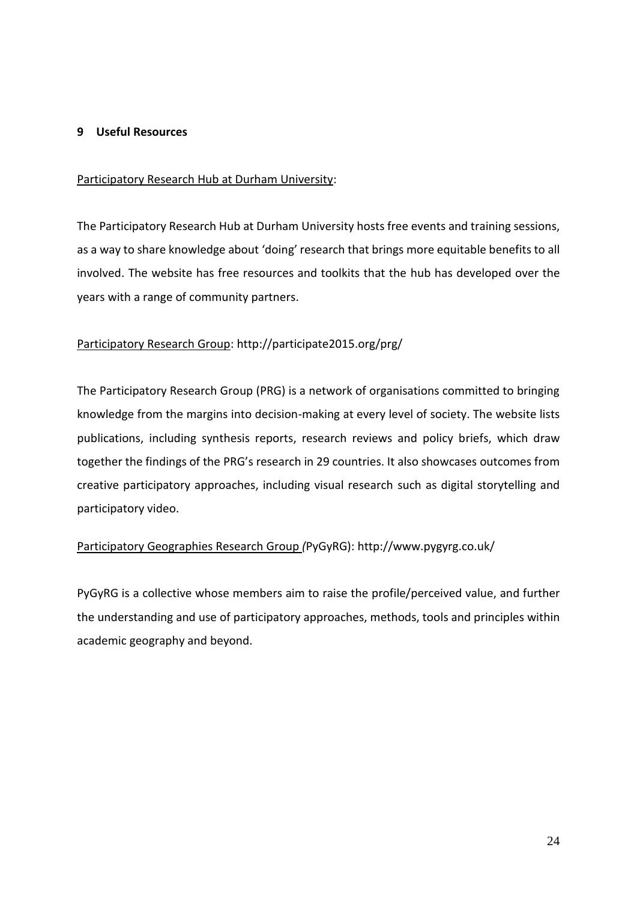## 9 Useful Resources

Participatory Research Hub at Durham University:

The Participatory Research Hub at Durham University hosts free events and training sessions, as a way to share knowledge about 'doing' research that brings more equitable benefits to all involved. The website has free resources and toolkits that the hub has developed over the years with a range of community partners.

Participatory Research Group: http://participate2015.org/prg/

The Participatory Research Group (PRG) is a network of organisations committed to bringing knowledge from the margins into decision-making at every level of society. The website lists publications, including synthesis reports, research reviews and policy briefs, which draw together the findings of the PRG's research in 29 countries. It also showcases outcomes from creative participatory approaches, including visual research such as digital storytelling and participatory video.

Participatory Geographies Research Group (PyGyRG): http://www.pygyrg.co.uk/

PyGyRG is a collective whose members aim to raise the profile/perceived value, and further the understanding and use of participatory approaches, methods, tools and principles within academic geography and beyond.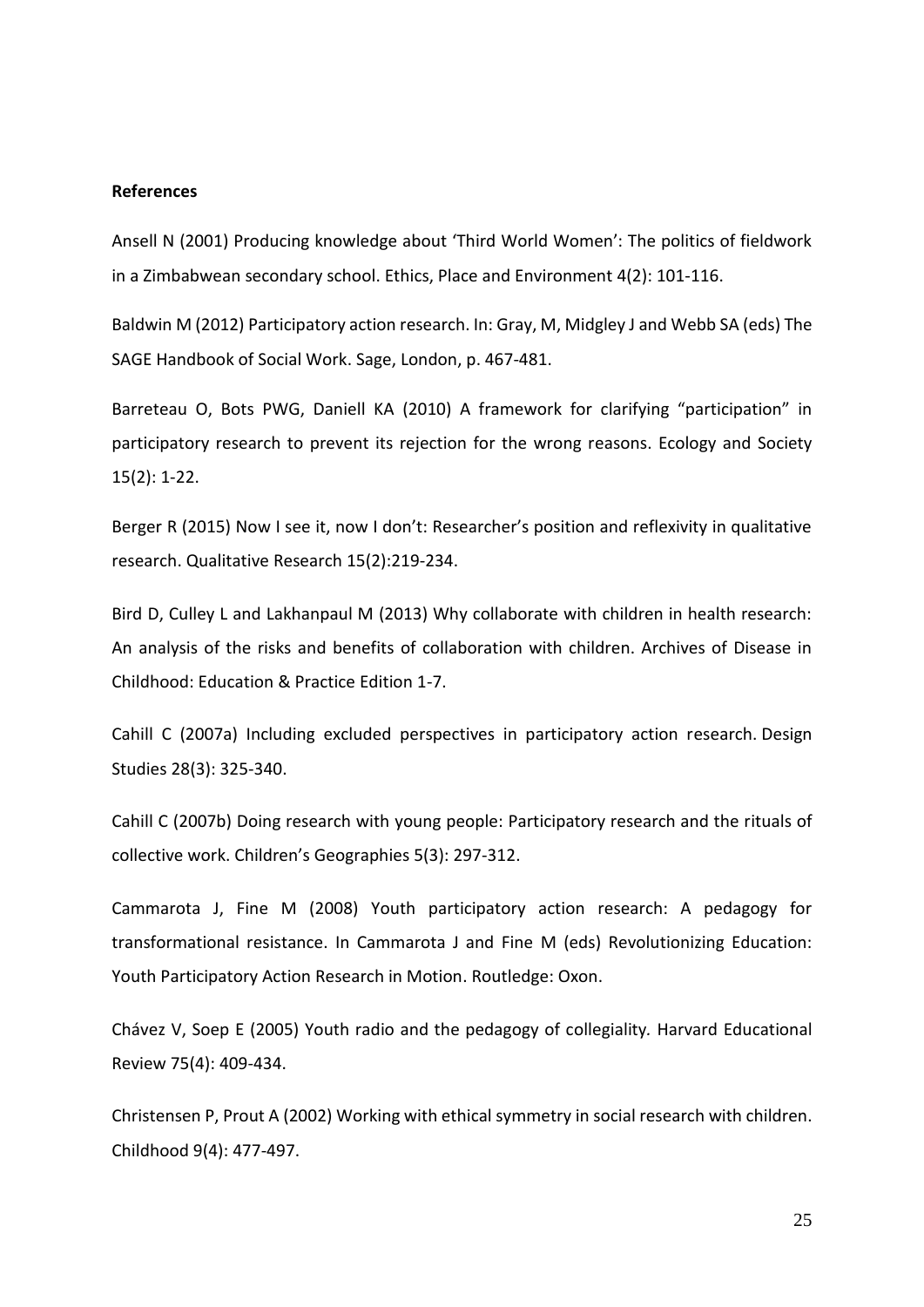**References**

Ansell N (2001) Producing knowledge about 'Third World Women': The politics of fieldwork in a Zimbabwean secondary school. Ethics, Place and Environment 4(2): 101-116.

Baldwin M (2012) Participatory action research. In: Gray, M, Midgley J and Webb SA (eds) The SAGE Handbook of Social Work. Sage, London, p. 467-481.

Barreteau O, Bots PWG, Daniell KA (2010) A framework for clarifying "participation" in participatory research to prevent its rejection for the wrong reasons. Ecology and Society 15(2): 1-22.

Berger R (2015) Now I see it, now I don't: Researcher's position and reflexivity in qualitative research. Qualitative Research 15(2):219-234.

Bird D, Culley L and Lakhanpaul M (2013) Why collaborate with children in health research: An analysis of the risks and benefits of collaboration with children. Archives of Disease in Childhood: Education & Practice Edition 1-7.

Cahill C (2007a) Including excluded perspectives in participatory action research. Design Studies 28(3): 325-340.

Cahill C (2007b) Doing research with young people: Participatory research and the rituals of collective work. Children's Geographies 5(3): 297-312.

Cammarota J, Fine M (2008) Youth participatory action research: A pedagogy for transformational resistance. In Cammarota J and Fine M (eds) Revolutionizing Education: Youth Participatory Action Research in Motion. Routledge: Oxon.

Chávez V, Soep E (2005) Youth radio and the pedagogy of collegiality. Harvard Educational Review 75(4): 409-434.

Christensen P, Prout A (2002) Working with ethical symmetry in social research with children. Childhood 9(4): 477-497.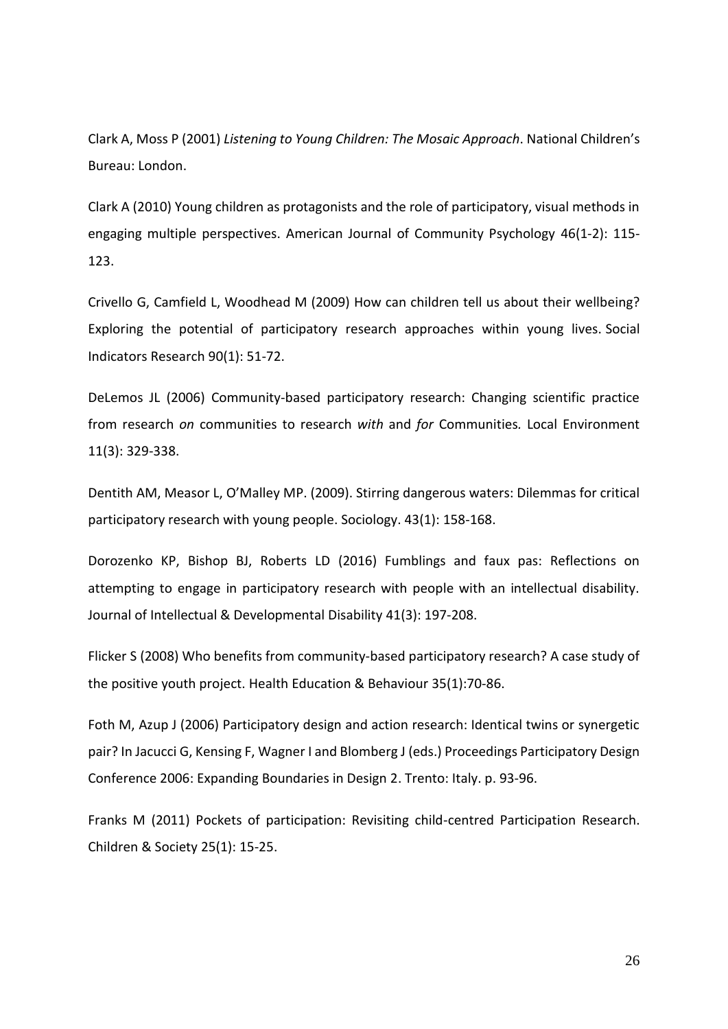Clark A, Moss P (2001) *Listening to Young Children: The Mosaic Approach*. National Children's Bureau: London.

Clark A (2010) Young children as protagonists and the role of participatory, visual methods in engaging multiple perspectives. American Journal of Community Psychology 46(1-2): 115-123.

Crivello G, Camfield L, Woodhead M (2009) How can children tell us about their wellbeing? Exploring the potential of participatory research approaches within young lives. Social Indicators Research 90(1): 51-72.

DeLemos JL (2006) Community-based participatory research: Changing scientific practice from research *on* communities to research *with* and *for* Communities*.* Local Environment 11(3): 329-338.

Dentith AM, Measor L, O'Malley MP. (2009). Stirring dangerous waters: Dilemmas for critical participatory research with young people. Sociology. 43(1): 158-168.

Dorozenko KP, Bishop BJ, Roberts LD (2016) Fumblings and faux pas: Reflections on attempting to engage in participatory research with people with an intellectual disability. Journal of Intellectual & Developmental Disability 41(3): 197-208.

Flicker S (2008) Who benefits from community-based participatory research? A case study of the positive youth project. Health Education & Behaviour 35(1):70-86.

Foth M, Azup J (2006) Participatory design and action research: Identical twins or synergetic pair? In Jacucci G, Kensing F, Wagner I and Blomberg J (eds.) Proceedings Participatory Design Conference 2006: Expanding Boundaries in Design 2. Trento: Italy. p. 93-96.

Franks M (2011) Pockets of participation: Revisiting child-centred Participation Research. Children & Society 25(1): 15-25.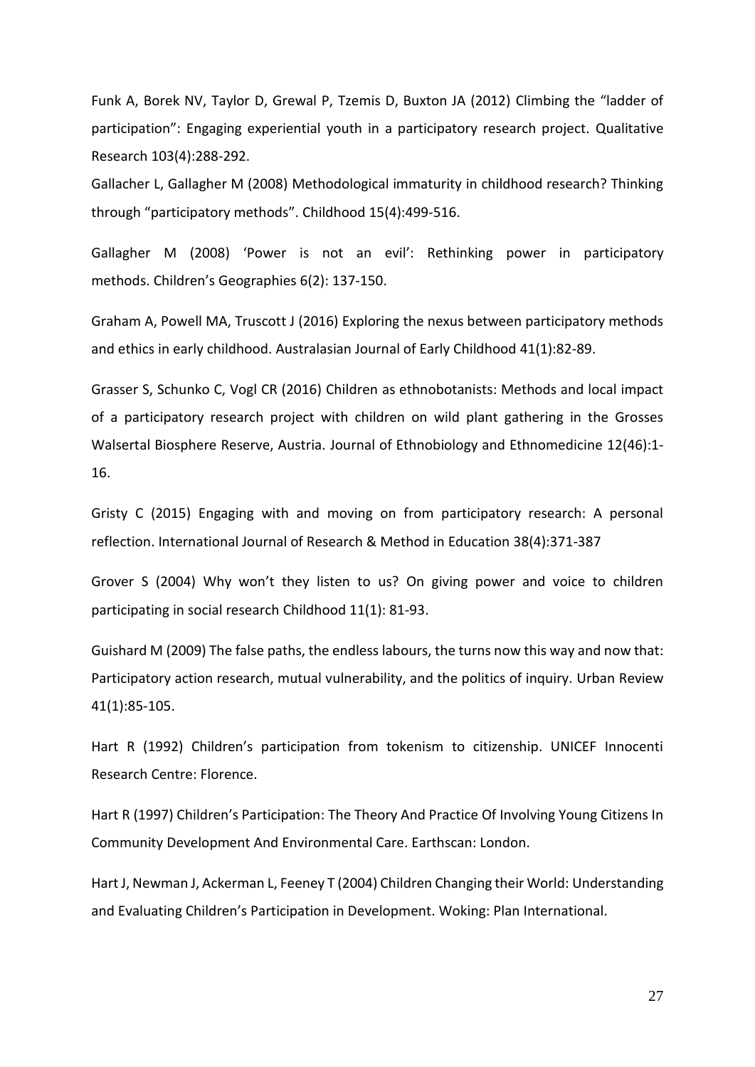Funk A, Borek NV, Taylor D, Grewal P, Tzemis D, Buxton JA (2012) Climbing the "ladder of participation": Engaging experiential youth in a participatory research project. Qualitative Research 103(4):288-292.

Gallacher L, Gallagher M (2008) Methodological immaturity in childhood research? Thinking through "participatory methods". Childhood 15(4):499-516.

Gallagher M (2008) 'Power is not an evil': Rethinking power in participatory methods. Children's Geographies 6(2): 137-150.

Graham A, Powell MA, Truscott J (2016) Exploring the nexus between participatory methods and ethics in early childhood. Australasian Journal of Early Childhood 41(1):82-89.

Grasser S, Schunko C, Vogl CR (2016) Children as ethnobotanists: Methods and local impact of a participatory research project with children on wild plant gathering in the Grosses Walsertal Biosphere Reserve, Austria. Journal of Ethnobiology and Ethnomedicine 12(46):1-16.

Gristy C (2015) Engaging with and moving on from participatory research: A personal reflection. International Journal of Research & Method in Education 38(4):371-387

Grover S (2004) Why won't they listen to us? On giving power and voice to children participating in social research Childhood 11(1): 81-93.

Guishard M (2009) The false paths, the endless labours, the turns now this way and now that: Participatory action research, mutual vulnerability, and the politics of inquiry. Urban Review 41(1):85-105.

Hart R (1992) Children's participation from tokenism to citizenship. UNICEF Innocenti Research Centre: Florence.

Hart R (1997) Children's Participation: The Theory And Practice Of Involving Young Citizens In Community Development And Environmental Care. Earthscan: London.

Hart J, Newman J, Ackerman L, Feeney T (2004) Children Changing their World: Understanding and Evaluating Children's Participation in Development. Woking: Plan International.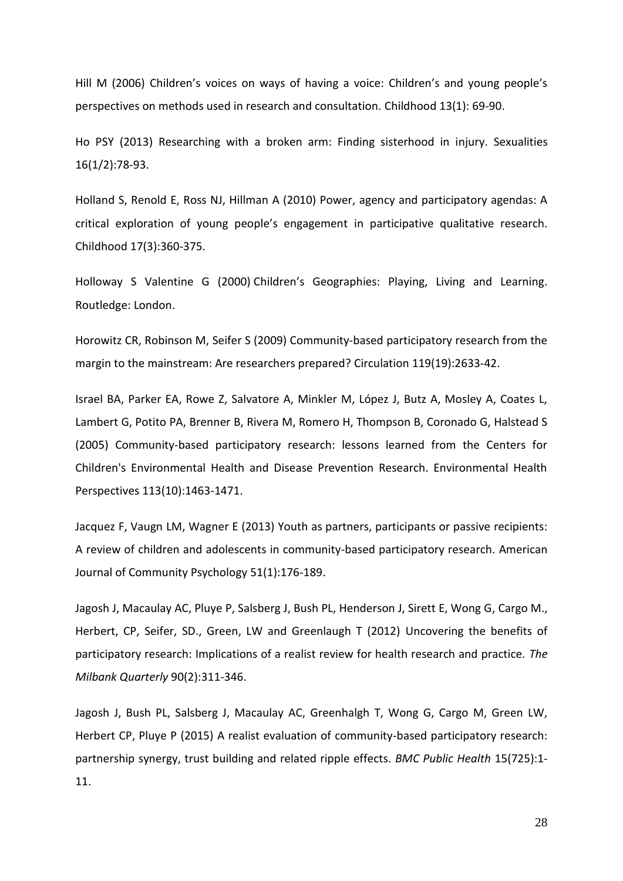Hill M (2006) Children's voices on ways of having a voice: Children's and young people's perspectives on methods used in research and consultation. Childhood 13(1): 69-90.

Ho PSY (2013) Researching with a broken arm: Finding sisterhood in injury. Sexualities 16(1/2):78-93.

Holland S, Renold E, Ross NJ, Hillman A (2010) Power, agency and participatory agendas: A critical exploration of young people's engagement in participative qualitative research. Childhood 17(3):360-375.

Holloway S Valentine G (2000) Children's Geographies: Playing, Living and Learning. Routledge: London.

Horowitz CR, Robinson M, Seifer S (2009) Community-based participatory research from the margin to the mainstream: Are researchers prepared? Circulation 119(19):2633-42.

Israel BA, Parker EA, Rowe Z, Salvatore A, Minkler M, López J, Butz A, Mosley A, Coates L, Lambert G, Potito PA, Brenner B, Rivera M, Romero H, Thompson B, Coronado G, Halstead S (2005) Community-based participatory research: lessons learned from the Centers for Children's Environmental Health and Disease Prevention Research. Environmental Health Perspectives 113(10):1463-1471.

Jacquez F, Vaugn LM, Wagner E (2013) Youth as partners, participants or passive recipients: A review of children and adolescents in community-based participatory research. American Journal of Community Psychology 51(1):176-189.

Jagosh J, Macaulay AC, Pluye P, Salsberg J, Bush PL, Henderson J, Sirett E, Wong G, Cargo M., Herbert, CP, Seifer, SD., Green, LW and Greenlaugh T (2012) Uncovering the benefits of participatory research: Implications of a realist review for health research and practice. *The Milbank Quarterly* 90(2):311-346.

Jagosh J, Bush PL, Salsberg J, Macaulay AC, Greenhalgh T, Wong G, Cargo M, Green LW, Herbert CP, Pluye P (2015) A realist evaluation of community-based participatory research: partnership synergy, trust building and related ripple effects. *BMC Public Health* 15(725):1-11.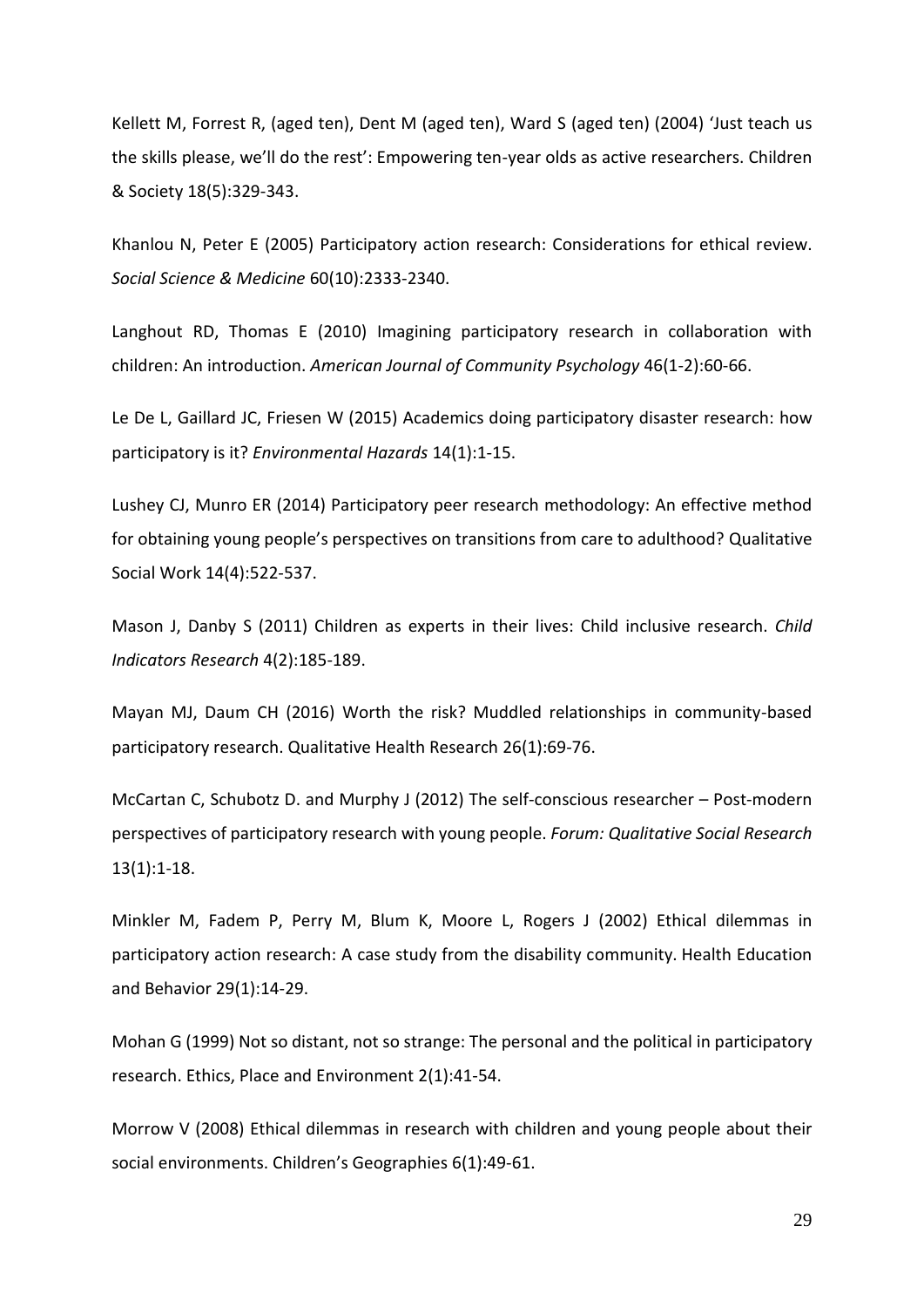Kellett M, Forrest R, (aged ten), Dent M (aged ten), Ward S (aged ten) (2004) 'Just teach us the skills please, we'll do the rest': Empowering ten-year olds as active researchers. Children & Society 18(5):329-343.

Khanlou N, Peter E (2005) Participatory action research: Considerations for ethical review. *Social Science & Medicine* 60(10):2333-2340.

Langhout RD, Thomas E (2010) Imagining participatory research in collaboration with children: An introduction. *American Journal of Community Psychology* 46(1-2):60-66.

Le De L, Gaillard JC, Friesen W (2015) Academics doing participatory disaster research: how participatory is it? *Environmental Hazards* 14(1):1-15.

Lushey CJ, Munro ER (2014) Participatory peer research methodology: An effective method for obtaining young people's perspectives on transitions from care to adulthood? Qualitative Social Work 14(4):522-537.

Mason J, Danby S (2011) Children as experts in their lives: Child inclusive research. *Child Indicators Research* 4(2):185-189.

Mayan MJ, Daum CH (2016) Worth the risk? Muddled relationships in community-based participatory research. Qualitative Health Research 26(1):69-76.

McCartan C, Schubotz D. and Murphy J (2012) The self-conscious researcher – Post-modern perspectives of participatory research with young people. *Forum: Qualitative Social Research* 13(1):1-18.

Minkler M, Fadem P, Perry M, Blum K, Moore L, Rogers J (2002) Ethical dilemmas in participatory action research: A case study from the disability community. Health Education and Behavior 29(1):14-29.

Mohan G (1999) Not so distant, not so strange: The personal and the political in participatory research. Ethics, Place and Environment 2(1):41-54.

Morrow V (2008) Ethical dilemmas in research with children and young people about their social environments. Children's Geographies 6(1):49-61.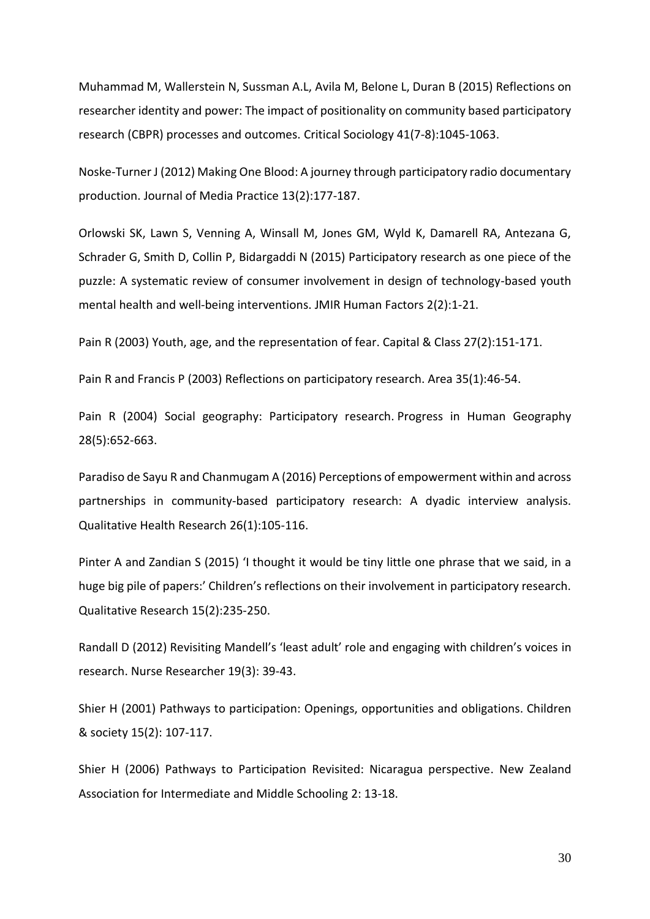Muhammad M, Wallerstein N, Sussman A.L, Avila M, Belone L, Duran B (2015) Reflections on researcher identity and power: The impact of positionality on community based participatory research (CBPR) processes and outcomes. Critical Sociology 41(7-8):1045-1063.

Noske-Turner J (2012) Making One Blood: A journey through participatory radio documentary production. Journal of Media Practice 13(2):177-187.

Orlowski SK, Lawn S, Venning A, Winsall M, Jones GM, Wyld K, Damarell RA, Antezana G, Schrader G, Smith D, Collin P, Bidargaddi N (2015) Participatory research as one piece of the puzzle: A systematic review of consumer involvement in design of technology-based youth mental health and well-being interventions. JMIR Human Factors 2(2):1-21.

Pain R (2003) Youth, age, and the representation of fear. Capital & Class 27(2):151-171.

Pain R and Francis P (2003) Reflections on participatory research. Area 35(1):46-54.

Pain R (2004) Social geography: Participatory research. Progress in Human Geography 28(5):652-663.

Paradiso de Sayu R and Chanmugam A (2016) Perceptions of empowerment within and across partnerships in community-based participatory research: A dyadic interview analysis. Qualitative Health Research 26(1):105-116.

Pinter A and Zandian S (2015) 'I thought it would be tiny little one phrase that we said, in a huge big pile of papers:' Children's reflections on their involvement in participatory research. Qualitative Research 15(2):235-250.

Randall D (2012) Revisiting Mandell's 'least adult' role and engaging with children's voices in research. Nurse Researcher 19(3): 39-43.

Shier H (2001) Pathways to participation: Openings, opportunities and obligations. Children & society 15(2): 107-117.

Shier H (2006) Pathways to Participation Revisited: Nicaragua perspective. New Zealand Association for Intermediate and Middle Schooling 2: 13-18.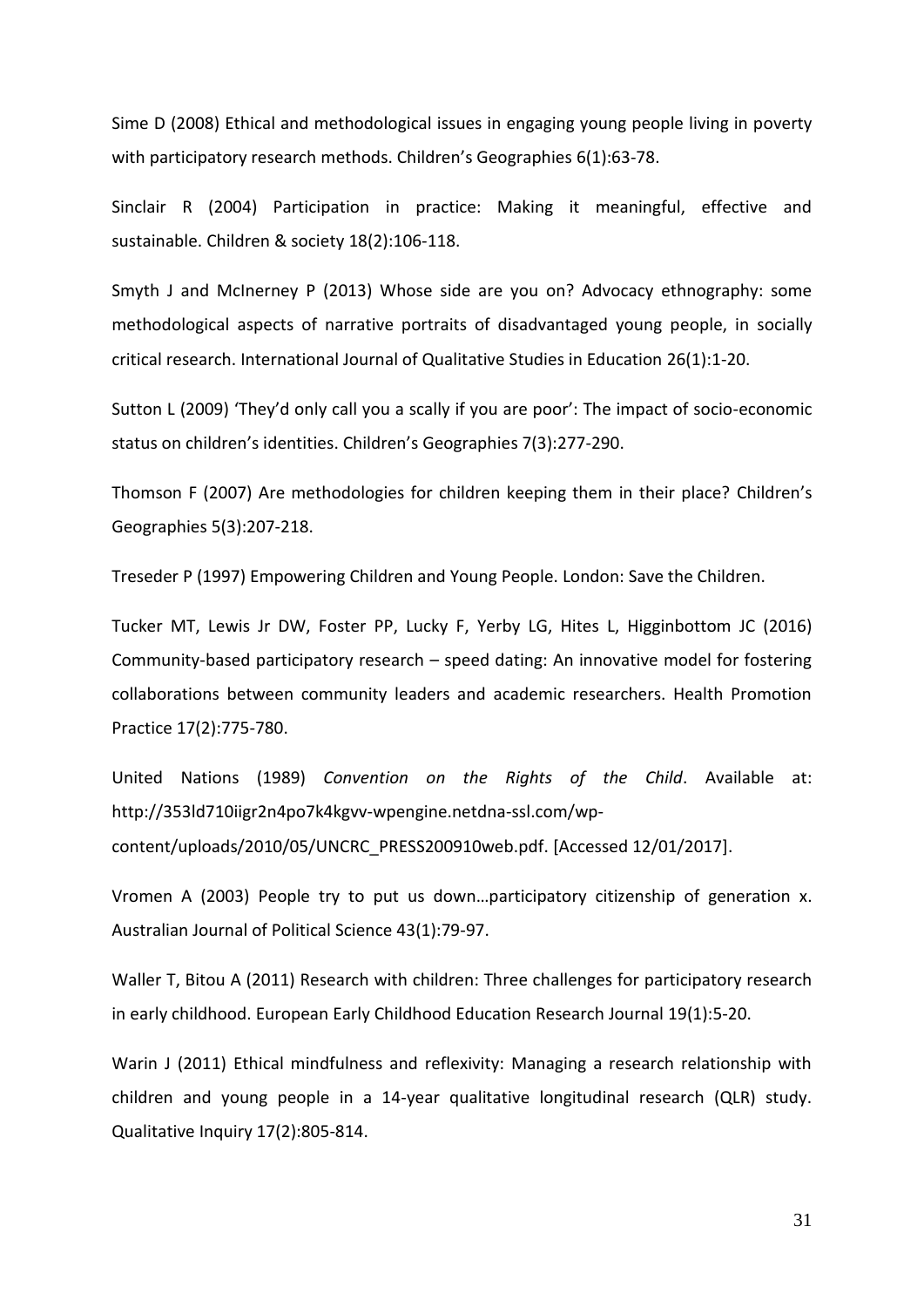Sime D (2008) Ethical and methodological issues in engaging young people living in poverty with participatory research methods. Children's Geographies 6(1):63-78.

Sinclair R (2004) Participation in practice: Making it meaningful, effective and sustainable. Children & society 18(2):106-118.

Smyth J and McInerney P (2013) Whose side are you on? Advocacy ethnography: some methodological aspects of narrative portraits of disadvantaged young people, in socially critical research. International Journal of Qualitative Studies in Education 26(1):1-20.

Sutton L (2009) 'They'd only call you a scally if you are poor': The impact of socio-economic status on children's identities. Children's Geographies 7(3):277-290.

Thomson F (2007) Are methodologies for children keeping them in their place? Children's Geographies 5(3):207-218.

Treseder P (1997) Empowering Children and Young People. London: Save the Children.

Tucker MT, Lewis Jr DW, Foster PP, Lucky F, Yerby LG, Hites L, Higginbottom JC (2016) Community-based participatory research – speed dating: An innovative model for fostering collaborations between community leaders and academic researchers. Health Promotion Practice 17(2):775-780.

United Nations (1989) *Convention on the Rights of the Child*. Available at: http://353ld710iigr2n4po7k4kgvv-wpengine.netdna-ssl.com/wp-content/uploads/2010/05/UNCRC_PRESS200910web.pdf. [Accessed 12/01/2017].

Vromen A (2003) People try to put us down…participatory citizenship of generation x. Australian Journal of Political Science 43(1):79-97.

Waller T, Bitou A (2011) Research with children: Three challenges for participatory research in early childhood. European Early Childhood Education Research Journal 19(1):5-20.

Warin J (2011) Ethical mindfulness and reflexivity: Managing a research relationship with children and young people in a 14-year qualitative longitudinal research (QLR) study. Qualitative Inquiry 17(2):805-814.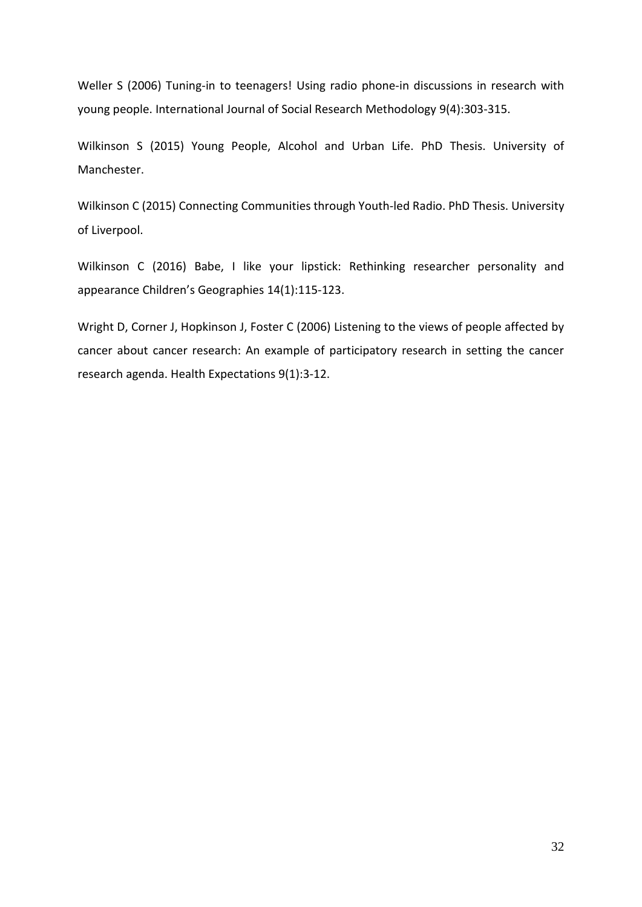Weller S (2006) Tuning-in to teenagers! Using radio phone-in discussions in research with young people. International Journal of Social Research Methodology 9(4):303-315.

Wilkinson S (2015) Young People, Alcohol and Urban Life. PhD Thesis. University of Manchester.

Wilkinson C (2015) Connecting Communities through Youth-led Radio. PhD Thesis. University of Liverpool.

Wilkinson C (2016) Babe, I like your lipstick: Rethinking researcher personality and appearance Children's Geographies 14(1):115-123.

Wright D, Corner J, Hopkinson J, Foster C (2006) Listening to the views of people affected by cancer about cancer research: An example of participatory research in setting the cancer research agenda. Health Expectations 9(1):3-12.